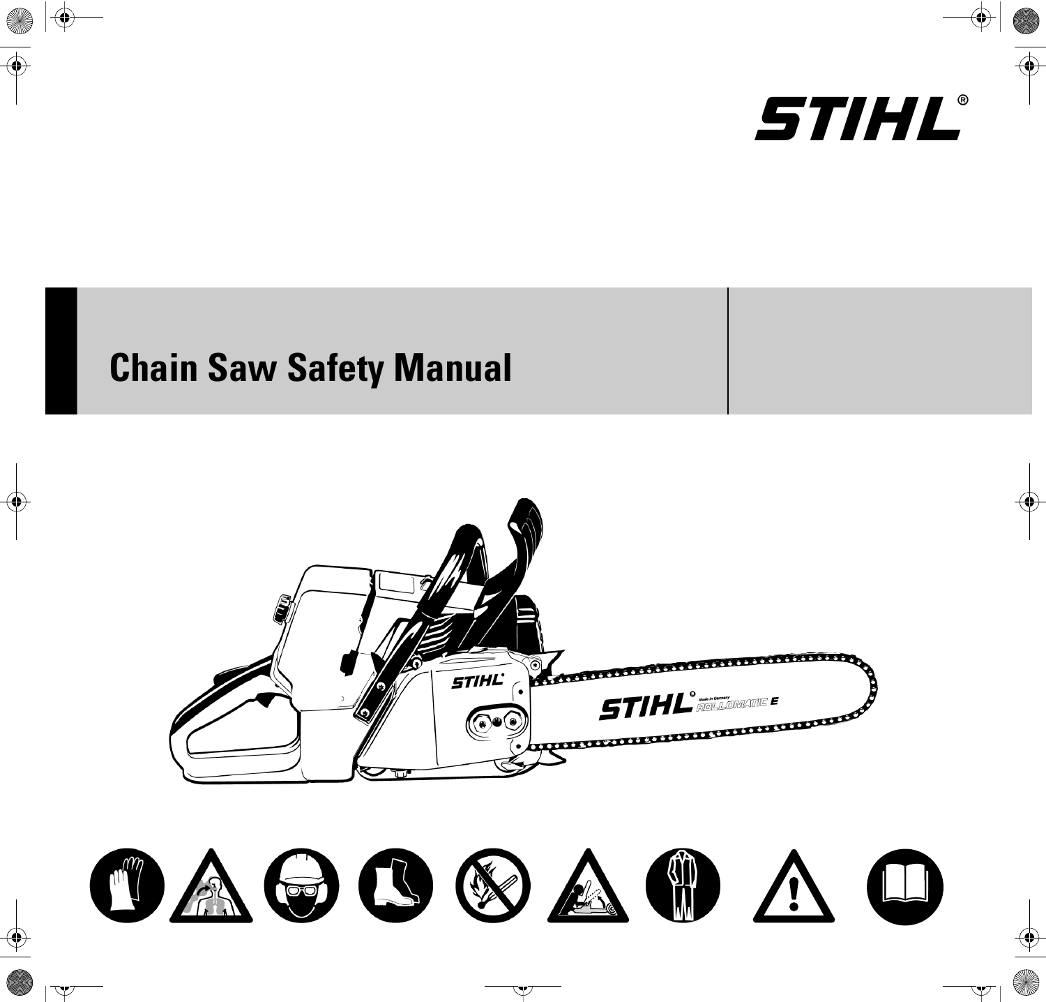STIHL®

# Chain Saw Safety Manual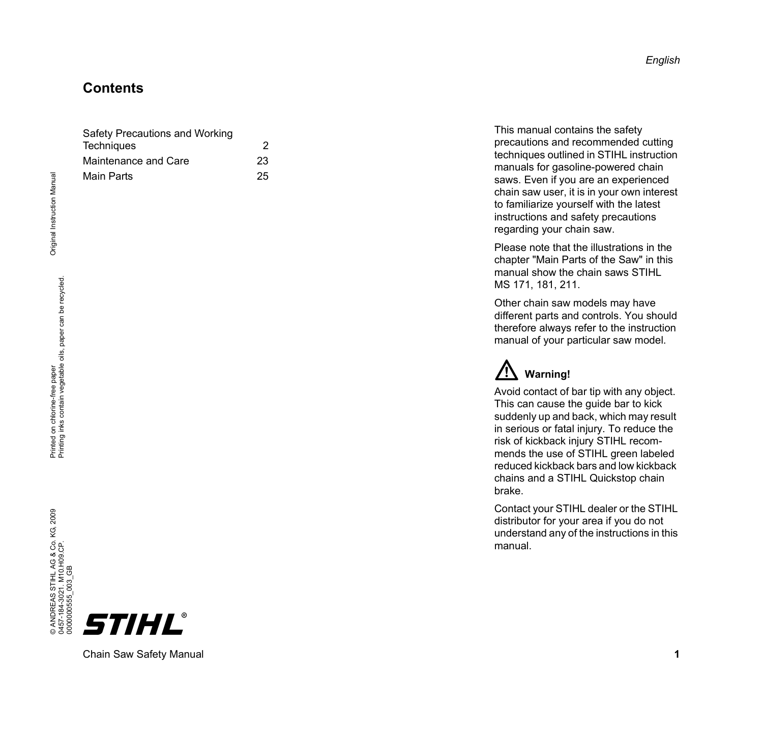## Contents

| | |
|---|---|
| Safety Precautions and Working Techniques | 2 |
| Maintenance and Care | 23 |
| Main Parts | 25 |

This manual contains the safety precautions and recommended cutting techniques outlined in STIHL instruction manuals for gasoline-powered chain saws. Even if you are an experienced chain saw user, it is in your own interest to familiarize yourself with the latest instructions and safety precautions regarding your chain saw.

Please note that the illustrations in the chapter "Main Parts of the Saw" in this manual show the chain saws STIHL MS 171, 181, 211.

Other chain saw models may have different parts and controls. You should therefore always refer to the instruction manual of your particular saw model.

**Warning!**

Avoid contact of bar tip with any object. This can cause the guide bar to kick suddenly up and back, which may result in serious or fatal injury. To reduce the risk of kickback injury STIHL recommends the use of STIHL green labeled reduced kickback bars and low kickback chains and a STIHL Quickstop chain brake.

Contact your STIHL dealer or the STIHL distributor for your area if you do not understand any of the instructions in this manual.

© ANDREAS STIHL AG & Co. KG, 2009
0457-184-3021. M10.H09.CP.
0000000555_003_GB

Printed on chlorine-free paper
Printing inks contain vegetable oils, paper can be recycled.

Original Instruction Manual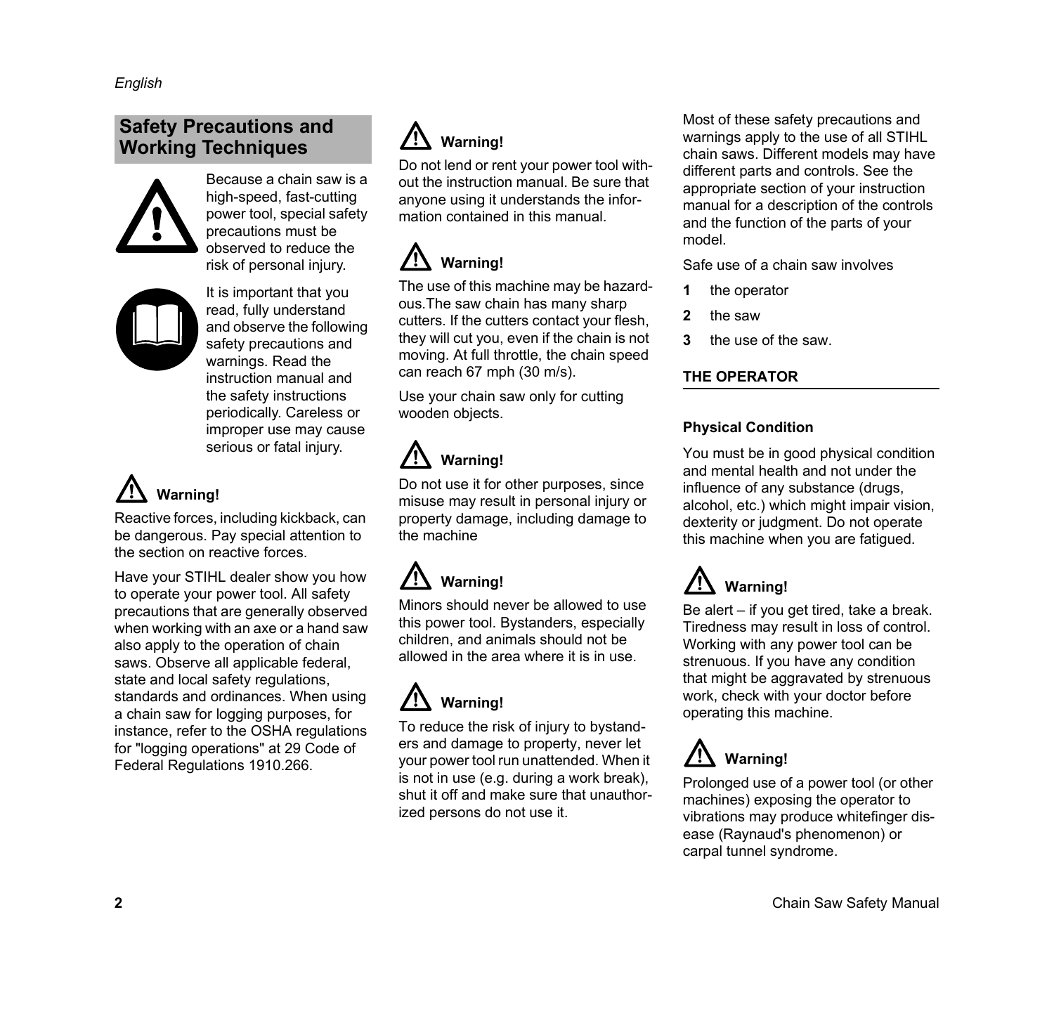## Safety Precautions and Working Techniques

Because a chain saw is a high-speed, fast-cutting power tool, special safety precautions must be observed to reduce the risk of personal injury.

It is important that you read, fully understand and observe the following safety precautions and warnings. Read the instruction manual and the safety instructions periodically. Careless or improper use may cause serious or fatal injury.

**Warning!**

Reactive forces, including kickback, can be dangerous. Pay special attention to the section on reactive forces.

Have your STIHL dealer show you how to operate your power tool. All safety precautions that are generally observed when working with an axe or a hand saw also apply to the operation of chain saws. Observe all applicable federal, state and local safety regulations, standards and ordinances. When using a chain saw for logging purposes, for instance, refer to the OSHA regulations for "logging operations" at 29 Code of Federal Regulations 1910.266.

**Warning!**

Do not lend or rent your power tool without the instruction manual. Be sure that anyone using it understands the information contained in this manual.

**Warning!**

The use of this machine may be hazardous.The saw chain has many sharp cutters. If the cutters contact your flesh, they will cut you, even if the chain is not moving. At full throttle, the chain speed can reach 67 mph (30 m/s).

Use your chain saw only for cutting wooden objects.

**Warning!**

Do not use it for other purposes, since misuse may result in personal injury or property damage, including damage to the machine

**Warning!**

Minors should never be allowed to use this power tool. Bystanders, especially children, and animals should not be allowed in the area where it is in use.

**Warning!**

To reduce the risk of injury to bystanders and damage to property, never let your power tool run unattended. When it is not in use (e.g. during a work break), shut it off and make sure that unauthorized persons do not use it.

Most of these safety precautions and warnings apply to the use of all STIHL chain saws. Different models may have different parts and controls. See the appropriate section of your instruction manual for a description of the controls and the function of the parts of your model.

Safe use of a chain saw involves

1. the operator
2. the saw
3. the use of the saw.

### THE OPERATOR

#### Physical Condition

You must be in good physical condition and mental health and not under the influence of any substance (drugs, alcohol, etc.) which might impair vision, dexterity or judgment. Do not operate this machine when you are fatigued.

**Warning!**

Be alert – if you get tired, take a break. Tiredness may result in loss of control. Working with any power tool can be strenuous. If you have any condition that might be aggravated by strenuous work, check with your doctor before operating this machine.

**Warning!**

Prolonged use of a power tool (or other machines) exposing the operator to vibrations may produce whitefinger disease (Raynaud's phenomenon) or carpal tunnel syndrome.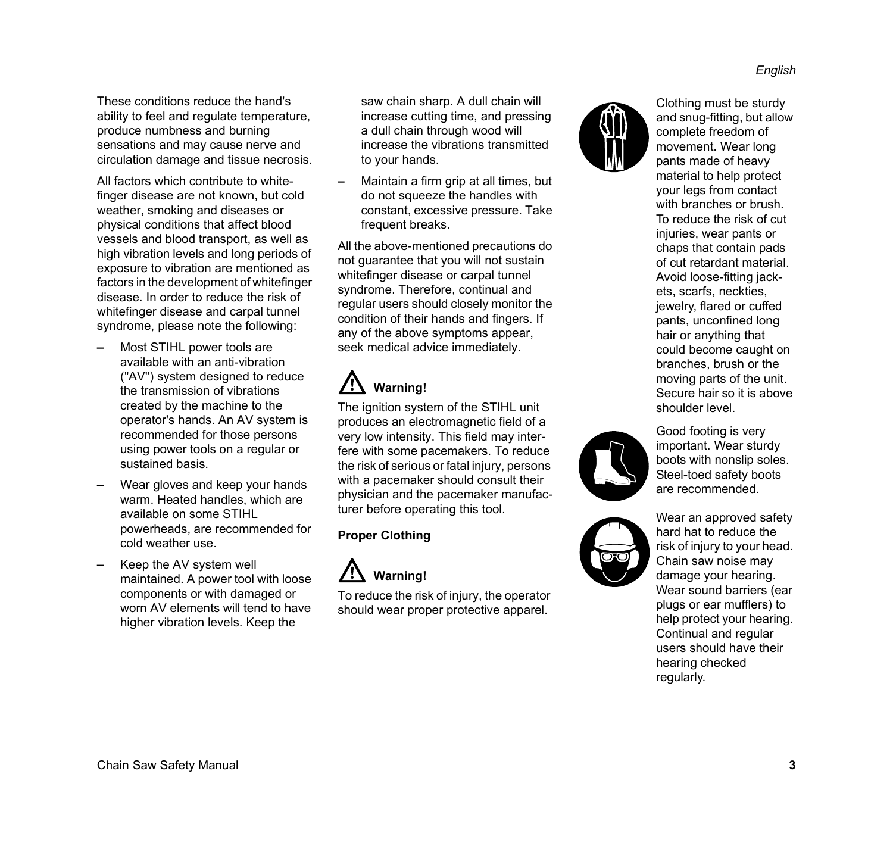These conditions reduce the hand's ability to feel and regulate temperature, produce numbness and burning sensations and may cause nerve and circulation damage and tissue necrosis.

All factors which contribute to white-finger disease are not known, but cold weather, smoking and diseases or physical conditions that affect blood vessels and blood transport, as well as high vibration levels and long periods of exposure to vibration are mentioned as factors in the development of whitefinger disease. In order to reduce the risk of whitefinger disease and carpal tunnel syndrome, please note the following:

– Most STIHL power tools are available with an anti-vibration ("AV") system designed to reduce the transmission of vibrations created by the machine to the operator's hands. An AV system is recommended for those persons using power tools on a regular or sustained basis.
– Wear gloves and keep your hands warm. Heated handles, which are available on some STIHL powerheads, are recommended for cold weather use.
– Keep the AV system well maintained. A power tool with loose components or with damaged or worn AV elements will tend to have higher vibration levels. Keep the saw chain sharp. A dull chain will increase cutting time, and pressing a dull chain through wood will increase the vibrations transmitted to your hands.
– Maintain a firm grip at all times, but do not squeeze the handles with constant, excessive pressure. Take frequent breaks.

All the above-mentioned precautions do not guarantee that you will not sustain whitefinger disease or carpal tunnel syndrome. Therefore, continual and regular users should closely monitor the condition of their hands and fingers. If any of the above symptoms appear, seek medical advice immediately.

**Warning!**

The ignition system of the STIHL unit produces an electromagnetic field of a very low intensity. This field may interfere with some pacemakers. To reduce the risk of serious or fatal injury, persons with a pacemaker should consult their physician and the pacemaker manufacturer before operating this tool.

**Proper Clothing**

**Warning!**

To reduce the risk of injury, the operator should wear proper protective apparel.

Clothing must be sturdy and snug-fitting, but allow complete freedom of movement. Wear long pants made of heavy material to help protect your legs from contact with branches or brush. To reduce the risk of cut injuries, wear pants or chaps that contain pads of cut retardant material. Avoid loose-fitting jackets, scarfs, neckties, jewelry, flared or cuffed pants, unconfined long hair or anything that could become caught on branches, brush or the moving parts of the unit. Secure hair so it is above shoulder level.

Good footing is very important. Wear sturdy boots with nonslip soles. Steel-toed safety boots are recommended.

Wear an approved safety hard hat to reduce the risk of injury to your head. Chain saw noise may damage your hearing. Wear sound barriers (ear plugs or ear mufflers) to help protect your hearing. Continual and regular users should have their hearing checked regularly.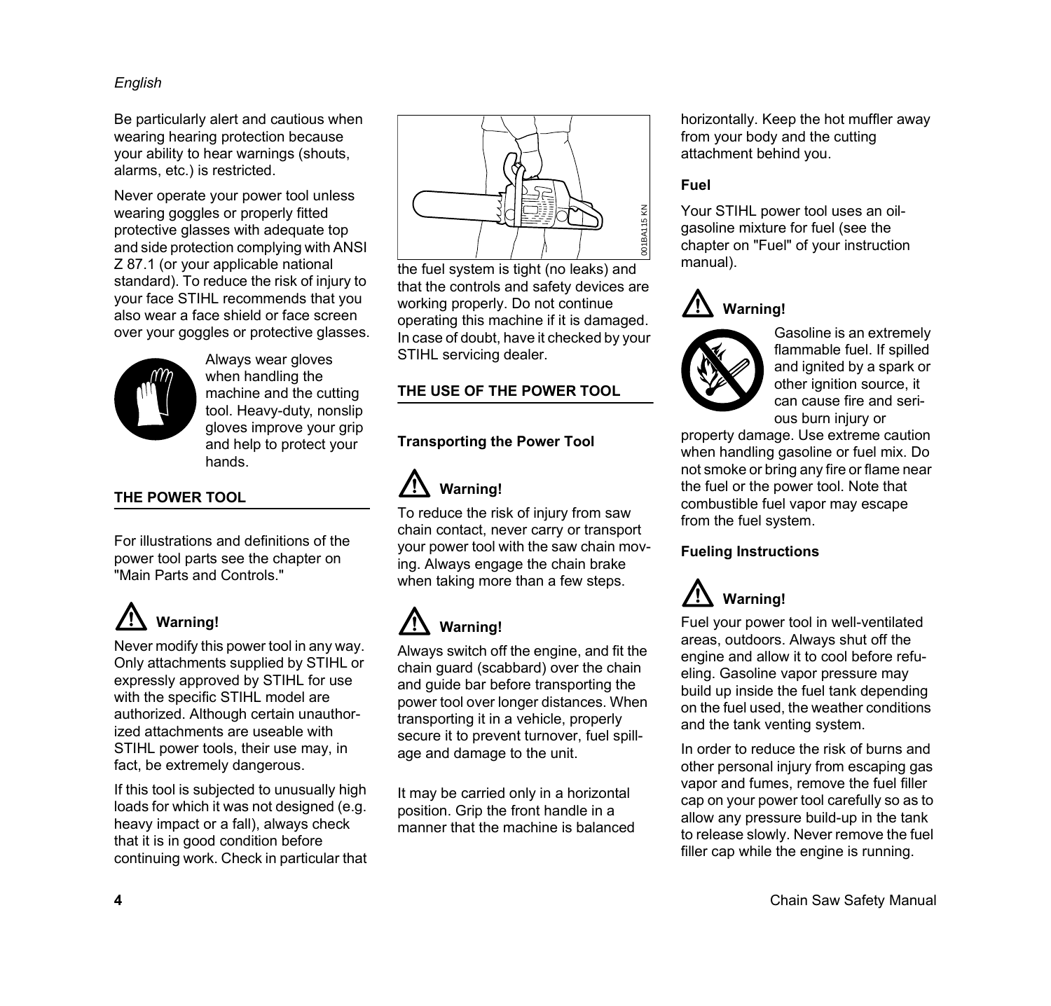Be particularly alert and cautious when wearing hearing protection because your ability to hear warnings (shouts, alarms, etc.) is restricted.

Never operate your power tool unless wearing goggles or properly fitted protective glasses with adequate top and side protection complying with ANSI Z 87.1 (or your applicable national standard). To reduce the risk of injury to your face STIHL recommends that you also wear a face shield or face screen over your goggles or protective glasses.

Always wear gloves when handling the machine and the cutting tool. Heavy-duty, nonslip gloves improve your grip and help to protect your hands.

## THE POWER TOOL

For illustrations and definitions of the power tool parts see the chapter on "Main Parts and Controls."

**Warning!**

Never modify this power tool in any way. Only attachments supplied by STIHL or expressly approved by STIHL for use with the specific STIHL model are authorized. Although certain unauthorized attachments are useable with STIHL power tools, their use may, in fact, be extremely dangerous.

If this tool is subjected to unusually high loads for which it was not designed (e.g. heavy impact or a fall), always check that it is in good condition before continuing work. Check in particular that the fuel system is tight (no leaks) and that the controls and safety devices are working properly. Do not continue operating this machine if it is damaged. In case of doubt, have it checked by your STIHL servicing dealer.

## THE USE OF THE POWER TOOL

### Transporting the Power Tool

**Warning!**

To reduce the risk of injury from saw chain contact, never carry or transport your power tool with the saw chain moving. Always engage the chain brake when taking more than a few steps.

**Warning!**

Always switch off the engine, and fit the chain guard (scabbard) over the chain and guide bar before transporting the power tool over longer distances. When transporting it in a vehicle, properly secure it to prevent turnover, fuel spillage and damage to the unit.

It may be carried only in a horizontal position. Grip the front handle in a manner that the machine is balanced horizontally. Keep the hot muffler away from your body and the cutting attachment behind you.

### Fuel

Your STIHL power tool uses an oil-gasoline mixture for fuel (see the chapter on "Fuel" of your instruction manual).

**Warning!**

Gasoline is an extremely flammable fuel. If spilled and ignited by a spark or other ignition source, it can cause fire and serious burn injury or property damage. Use extreme caution when handling gasoline or fuel mix. Do not smoke or bring any fire or flame near the fuel or the power tool. Note that combustible fuel vapor may escape from the fuel system.

### Fueling Instructions

**Warning!**

Fuel your power tool in well-ventilated areas, outdoors. Always shut off the engine and allow it to cool before refueling. Gasoline vapor pressure may build up inside the fuel tank depending on the fuel used, the weather conditions and the tank venting system.

In order to reduce the risk of burns and other personal injury from escaping gas vapor and fumes, remove the fuel filler cap on your power tool carefully so as to allow any pressure build-up in the tank to release slowly. Never remove the fuel filler cap while the engine is running.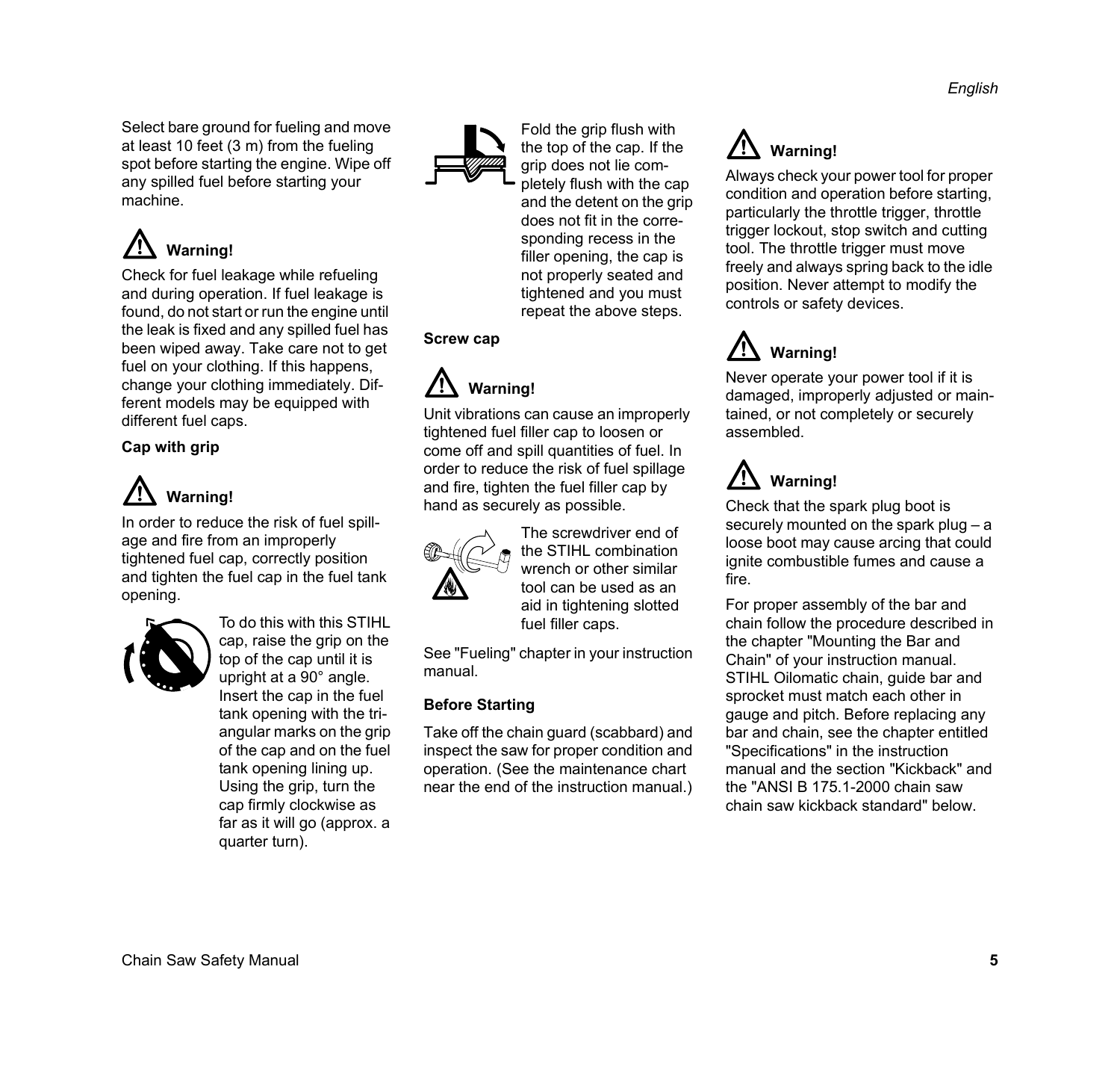Select bare ground for fueling and move at least 10 feet (3 m) from the fueling spot before starting the engine. Wipe off any spilled fuel before starting your machine.

### ⚠ Warning!

Check for fuel leakage while refueling and during operation. If fuel leakage is found, do not start or run the engine until the leak is fixed and any spilled fuel has been wiped away. Take care not to get fuel on your clothing. If this happens, change your clothing immediately. Different models may be equipped with different fuel caps.

**Cap with grip**

### ⚠ Warning!

In order to reduce the risk of fuel spillage and fire from an improperly tightened fuel cap, correctly position and tighten the fuel cap in the fuel tank opening.

To do this with this STIHL cap, raise the grip on the top of the cap until it is upright at a 90° angle. Insert the cap in the fuel tank opening with the triangular marks on the grip of the cap and on the fuel tank opening lining up. Using the grip, turn the cap firmly clockwise as far as it will go (approx. a quarter turn).

Fold the grip flush with the top of the cap. If the grip does not lie completely flush with the cap and the detent on the grip does not fit in the corresponding recess in the filler opening, the cap is not properly seated and tightened and you must repeat the above steps.

**Screw cap**

### ⚠ Warning!

Unit vibrations can cause an improperly tightened fuel filler cap to loosen or come off and spill quantities of fuel. In order to reduce the risk of fuel spillage and fire, tighten the fuel filler cap by hand as securely as possible.

The screwdriver end of the STIHL combination wrench or other similar tool can be used as an aid in tightening slotted fuel filler caps.

See "Fueling" chapter in your instruction manual.

**Before Starting**

Take off the chain guard (scabbard) and inspect the saw for proper condition and operation. (See the maintenance chart near the end of the instruction manual.)

### ⚠ Warning!

Always check your power tool for proper condition and operation before starting, particularly the throttle trigger, throttle trigger lockout, stop switch and cutting tool. The throttle trigger must move freely and always spring back to the idle position. Never attempt to modify the controls or safety devices.

### ⚠ Warning!

Never operate your power tool if it is damaged, improperly adjusted or maintained, or not completely or securely assembled.

### ⚠ Warning!

Check that the spark plug boot is securely mounted on the spark plug – a loose boot may cause arcing that could ignite combustible fumes and cause a fire.

For proper assembly of the bar and chain follow the procedure described in the chapter "Mounting the Bar and Chain" of your instruction manual. STIHL Oilomatic chain, guide bar and sprocket must match each other in gauge and pitch. Before replacing any bar and chain, see the chapter entitled "Specifications" in the instruction manual and the section "Kickback" and the "ANSI B 175.1-2000 chain saw chain saw kickback standard" below.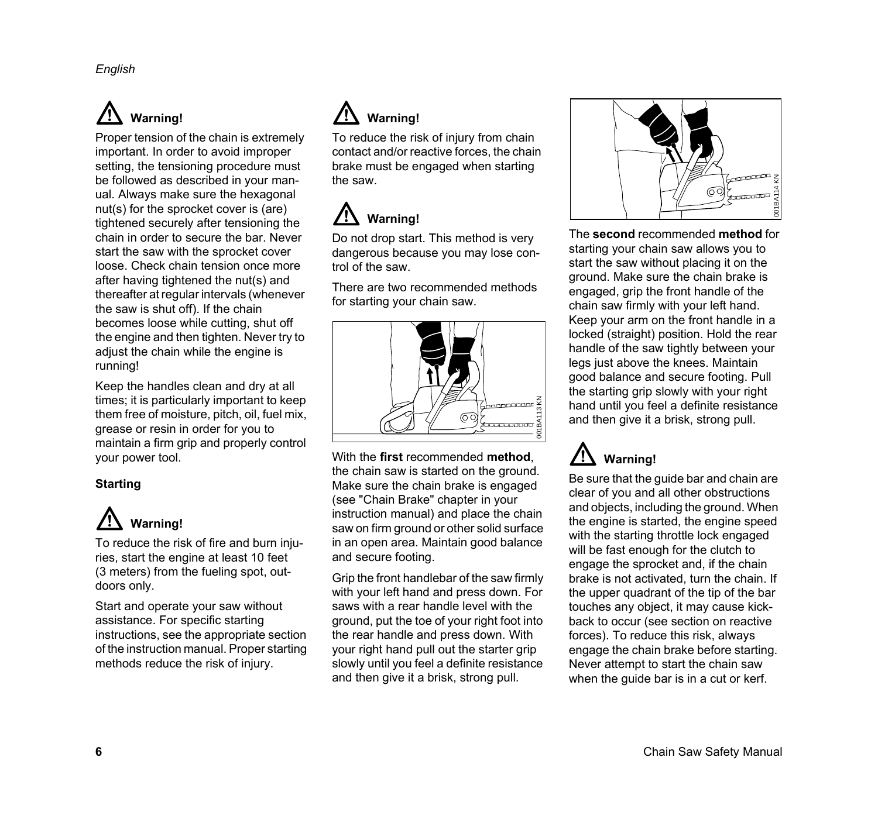**Warning!**

Proper tension of the chain is extremely important. In order to avoid improper setting, the tensioning procedure must be followed as described in your manual. Always make sure the hexagonal nut(s) for the sprocket cover is (are) tightened securely after tensioning the chain in order to secure the bar. Never start the saw with the sprocket cover loose. Check chain tension once more after having tightened the nut(s) and thereafter at regular intervals (whenever the saw is shut off). If the chain becomes loose while cutting, shut off the engine and then tighten. Never try to adjust the chain while the engine is running!

Keep the handles clean and dry at all times; it is particularly important to keep them free of moisture, pitch, oil, fuel mix, grease or resin in order for you to maintain a firm grip and properly control your power tool.

### Starting

**Warning!**

To reduce the risk of fire and burn injuries, start the engine at least 10 feet (3 meters) from the fueling spot, outdoors only.

Start and operate your saw without assistance. For specific starting instructions, see the appropriate section of the instruction manual. Proper starting methods reduce the risk of injury.

**Warning!**

To reduce the risk of injury from chain contact and/or reactive forces, the chain brake must be engaged when starting the saw.

**Warning!**

Do not drop start. This method is very dangerous because you may lose control of the saw.

There are two recommended methods for starting your chain saw.

001BA113 KN

With the **first** recommended **method**, the chain saw is started on the ground. Make sure the chain brake is engaged (see "Chain Brake" chapter in your instruction manual) and place the chain saw on firm ground or other solid surface in an open area. Maintain good balance and secure footing.

Grip the front handlebar of the saw firmly with your left hand and press down. For saws with a rear handle level with the ground, put the toe of your right foot into the rear handle and press down. With your right hand pull out the starter grip slowly until you feel a definite resistance and then give it a brisk, strong pull.

001BA114 KN

The **second** recommended **method** for starting your chain saw allows you to start the saw without placing it on the ground. Make sure the chain brake is engaged, grip the front handle of the chain saw firmly with your left hand. Keep your arm on the front handle in a locked (straight) position. Hold the rear handle of the saw tightly between your legs just above the knees. Maintain good balance and secure footing. Pull the starting grip slowly with your right hand until you feel a definite resistance and then give it a brisk, strong pull.

**Warning!**

Be sure that the guide bar and chain are clear of you and all other obstructions and objects, including the ground. When the engine is started, the engine speed with the starting throttle lock engaged will be fast enough for the clutch to engage the sprocket and, if the chain brake is not activated, turn the chain. If the upper quadrant of the tip of the bar touches any object, it may cause kickback to occur (see section on reactive forces). To reduce this risk, always engage the chain brake before starting. Never attempt to start the chain saw when the guide bar is in a cut or kerf.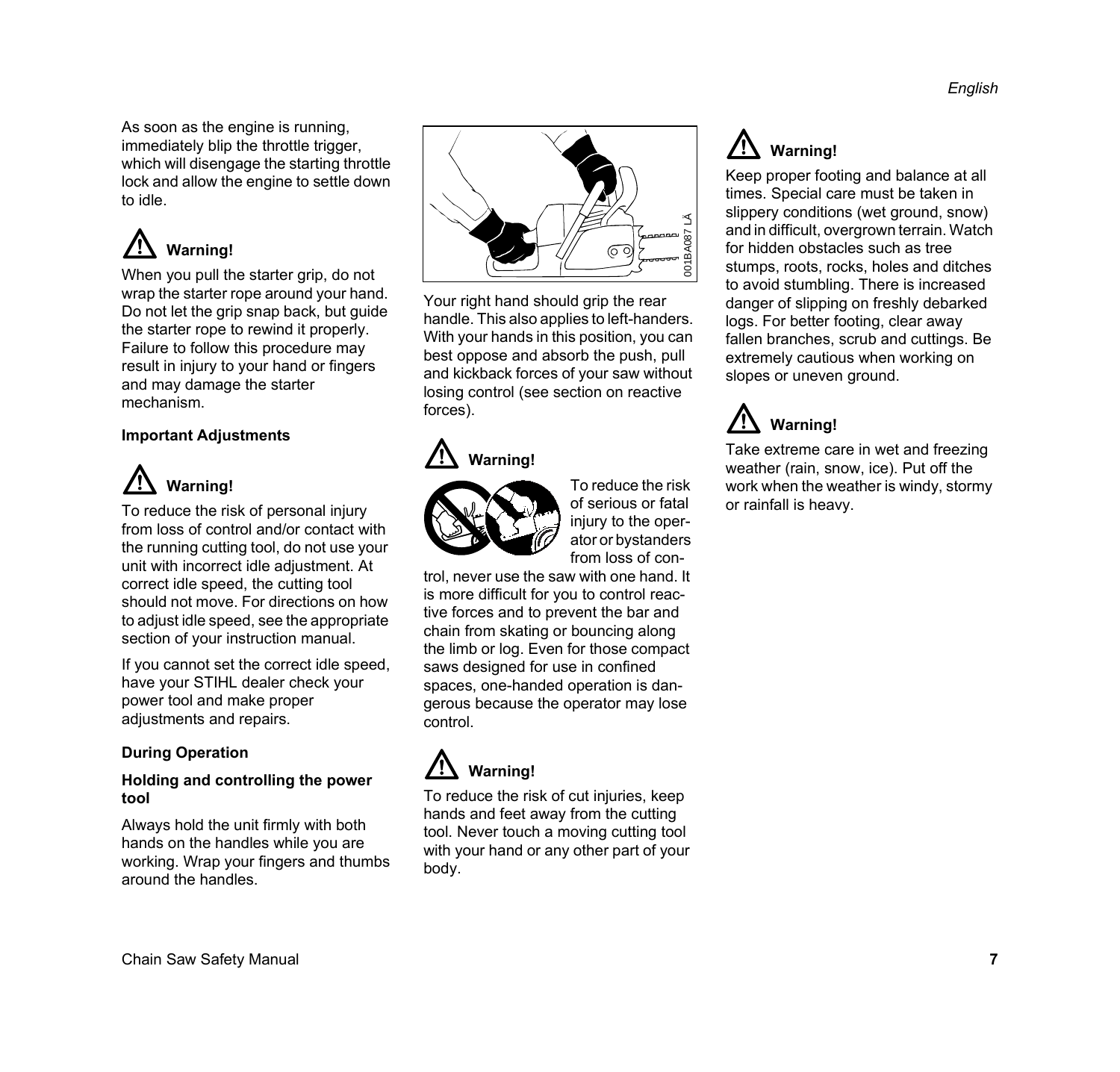As soon as the engine is running, immediately blip the throttle trigger, which will disengage the starting throttle lock and allow the engine to settle down to idle.

**Warning!**

When you pull the starter grip, do not wrap the starter rope around your hand. Do not let the grip snap back, but guide the starter rope to rewind it properly. Failure to follow this procedure may result in injury to your hand or fingers and may damage the starter mechanism.

### Important Adjustments

**Warning!**

To reduce the risk of personal injury from loss of control and/or contact with the running cutting tool, do not use your unit with incorrect idle adjustment. At correct idle speed, the cutting tool should not move. For directions on how to adjust idle speed, see the appropriate section of your instruction manual.

If you cannot set the correct idle speed, have your STIHL dealer check your power tool and make proper adjustments and repairs.

### During Operation

#### Holding and controlling the power tool

Always hold the unit firmly with both hands on the handles while you are working. Wrap your fingers and thumbs around the handles.

Your right hand should grip the rear handle. This also applies to left-handers. With your hands in this position, you can best oppose and absorb the push, pull and kickback forces of your saw without losing control (see section on reactive forces).

**Warning!**

To reduce the risk of serious or fatal injury to the operator or bystanders from loss of control, never use the saw with one hand. It is more difficult for you to control reactive forces and to prevent the bar and chain from skating or bouncing along the limb or log. Even for those compact saws designed for use in confined spaces, one-handed operation is dangerous because the operator may lose control.

**Warning!**

To reduce the risk of cut injuries, keep hands and feet away from the cutting tool. Never touch a moving cutting tool with your hand or any other part of your body.

**Warning!**

Keep proper footing and balance at all times. Special care must be taken in slippery conditions (wet ground, snow) and in difficult, overgrown terrain. Watch for hidden obstacles such as tree stumps, roots, rocks, holes and ditches to avoid stumbling. There is increased danger of slipping on freshly debarked logs. For better footing, clear away fallen branches, scrub and cuttings. Be extremely cautious when working on slopes or uneven ground.

**Warning!**

Take extreme care in wet and freezing weather (rain, snow, ice). Put off the work when the weather is windy, stormy or rainfall is heavy.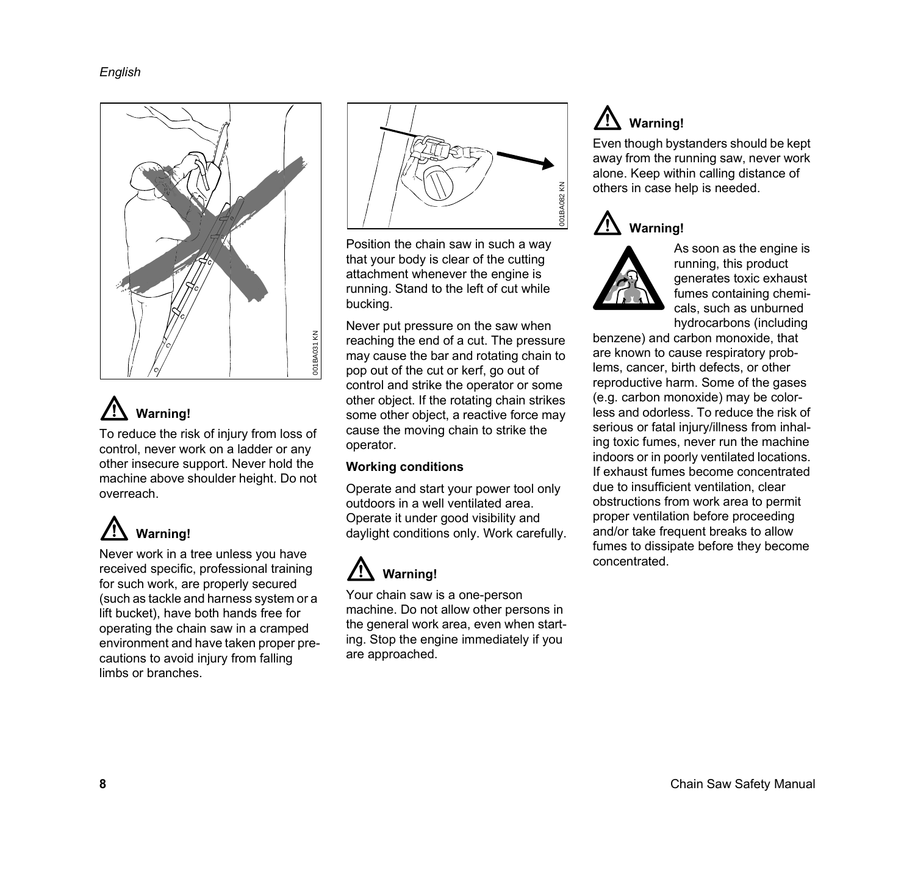## Warning!

To reduce the risk of injury from loss of control, never work on a ladder or any other insecure support. Never hold the machine above shoulder height. Do not overreach.

## Warning!

Never work in a tree unless you have received specific, professional training for such work, are properly secured (such as tackle and harness system or a lift bucket), have both hands free for operating the chain saw in a cramped environment and have taken proper precautions to avoid injury from falling limbs or branches.

Position the chain saw in such a way that your body is clear of the cutting attachment whenever the engine is running. Stand to the left of cut while bucking.

Never put pressure on the saw when reaching the end of a cut. The pressure may cause the bar and rotating chain to pop out of the cut or kerf, go out of control and strike the operator or some other object. If the rotating chain strikes some other object, a reactive force may cause the moving chain to strike the operator.

### Working conditions

Operate and start your power tool only outdoors in a well ventilated area. Operate it under good visibility and daylight conditions only. Work carefully.

## Warning!

Your chain saw is a one-person machine. Do not allow other persons in the general work area, even when starting. Stop the engine immediately if you are approached.

## Warning!

Even though bystanders should be kept away from the running saw, never work alone. Keep within calling distance of others in case help is needed.

## Warning!

As soon as the engine is running, this product generates toxic exhaust fumes containing chemicals, such as unburned hydrocarbons (including benzene) and carbon monoxide, that are known to cause respiratory problems, cancer, birth defects, or other reproductive harm. Some of the gases (e.g. carbon monoxide) may be colorless and odorless. To reduce the risk of serious or fatal injury/illness from inhaling toxic fumes, never run the machine indoors or in poorly ventilated locations. If exhaust fumes become concentrated due to insufficient ventilation, clear obstructions from work area to permit proper ventilation before proceeding and/or take frequent breaks to allow fumes to dissipate before they become concentrated.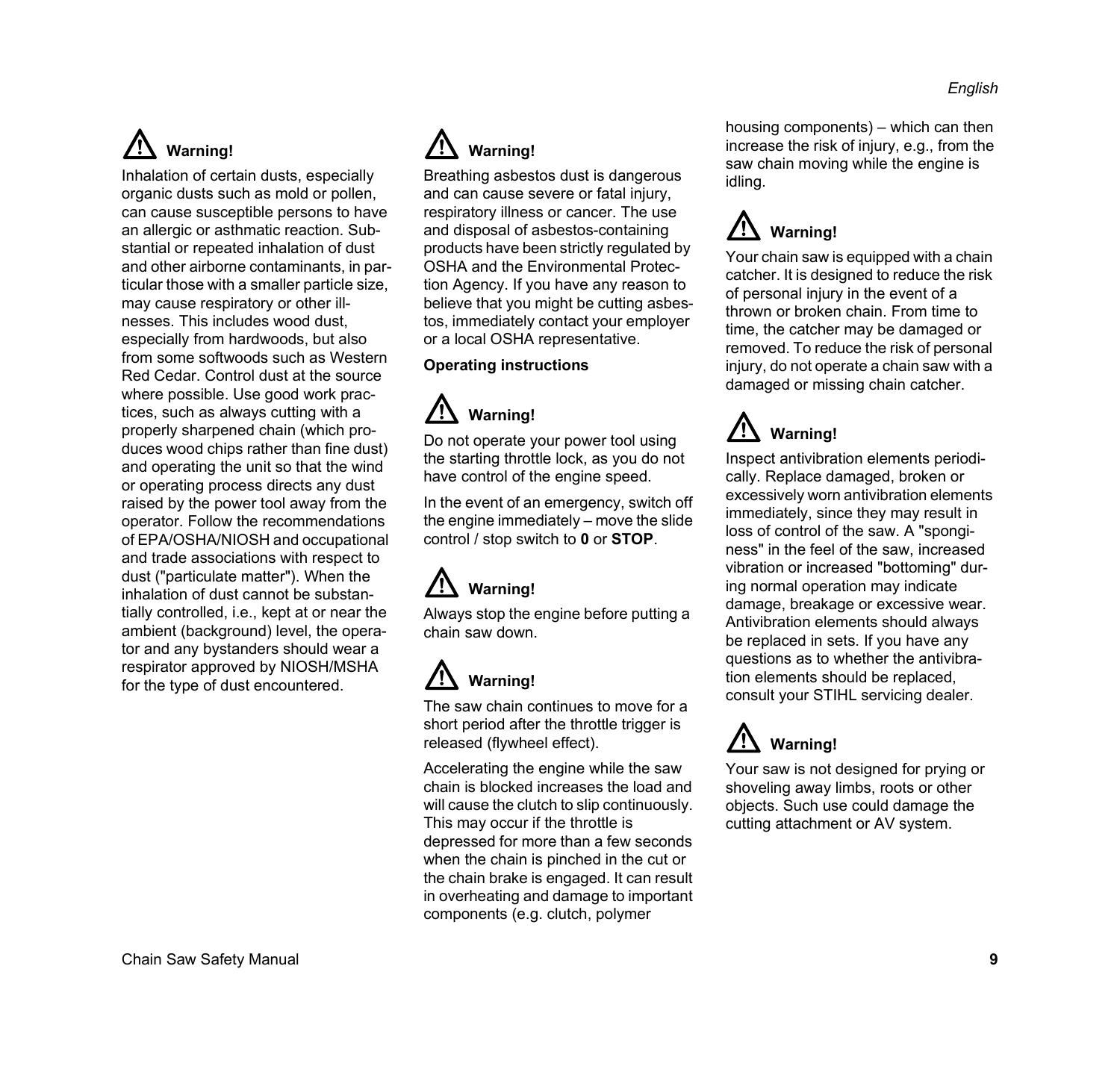**Warning!**

Inhalation of certain dusts, especially organic dusts such as mold or pollen, can cause susceptible persons to have an allergic or asthmatic reaction. Substantial or repeated inhalation of dust and other airborne contaminants, in particular those with a smaller particle size, may cause respiratory or other illnesses. This includes wood dust, especially from hardwoods, but also from some softwoods such as Western Red Cedar. Control dust at the source where possible. Use good work practices, such as always cutting with a properly sharpened chain (which produces wood chips rather than fine dust) and operating the unit so that the wind or operating process directs any dust raised by the power tool away from the operator. Follow the recommendations of EPA/OSHA/NIOSH and occupational and trade associations with respect to dust ("particulate matter"). When the inhalation of dust cannot be substantially controlled, i.e., kept at or near the ambient (background) level, the operator and any bystanders should wear a respirator approved by NIOSH/MSHA for the type of dust encountered.

**Warning!**

Breathing asbestos dust is dangerous and can cause severe or fatal injury, respiratory illness or cancer. The use and disposal of asbestos-containing products have been strictly regulated by OSHA and the Environmental Protection Agency. If you have any reason to believe that you might be cutting asbestos, immediately contact your employer or a local OSHA representative.

**Operating instructions**

**Warning!**

Do not operate your power tool using the starting throttle lock, as you do not have control of the engine speed.

In the event of an emergency, switch off the engine immediately – move the slide control / stop switch to **0** or **STOP**.

**Warning!**

Always stop the engine before putting a chain saw down.

**Warning!**

The saw chain continues to move for a short period after the throttle trigger is released (flywheel effect).

Accelerating the engine while the saw chain is blocked increases the load and will cause the clutch to slip continuously. This may occur if the throttle is depressed for more than a few seconds when the chain is pinched in the cut or the chain brake is engaged. It can result in overheating and damage to important components (e.g. clutch, polymer housing components) – which can then increase the risk of injury, e.g., from the saw chain moving while the engine is idling.

**Warning!**

Your chain saw is equipped with a chain catcher. It is designed to reduce the risk of personal injury in the event of a thrown or broken chain. From time to time, the catcher may be damaged or removed. To reduce the risk of personal injury, do not operate a chain saw with a damaged or missing chain catcher.

**Warning!**

Inspect antivibration elements periodically. Replace damaged, broken or excessively worn antivibration elements immediately, since they may result in loss of control of the saw. A "sponginess" in the feel of the saw, increased vibration or increased "bottoming" during normal operation may indicate damage, breakage or excessive wear. Antivibration elements should always be replaced in sets. If you have any questions as to whether the antivibration elements should be replaced, consult your STIHL servicing dealer.

**Warning!**

Your saw is not designed for prying or shoveling away limbs, roots or other objects. Such use could damage the cutting attachment or AV system.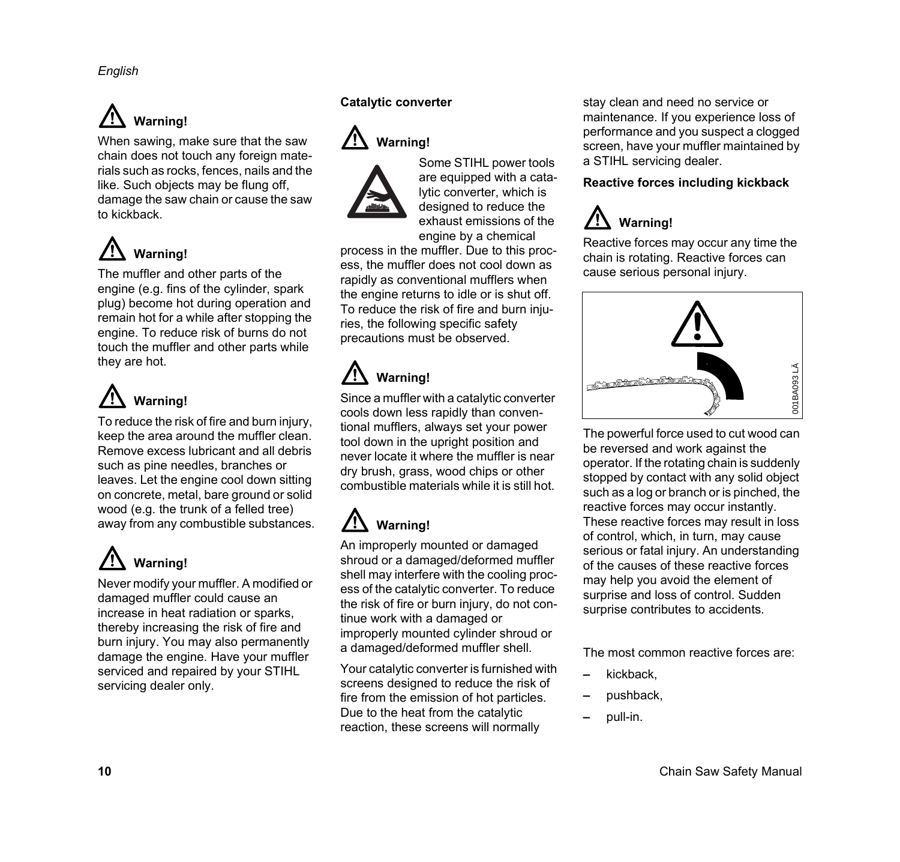**Warning!**

When sawing, make sure that the saw chain does not touch any foreign materials such as rocks, fences, nails and the like. Such objects may be flung off, damage the saw chain or cause the saw to kickback.

**Warning!**

The muffler and other parts of the engine (e.g. fins of the cylinder, spark plug) become hot during operation and remain hot for a while after stopping the engine. To reduce risk of burns do not touch the muffler and other parts while they are hot.

**Warning!**

To reduce the risk of fire and burn injury, keep the area around the muffler clean. Remove excess lubricant and all debris such as pine needles, branches or leaves. Let the engine cool down sitting on concrete, metal, bare ground or solid wood (e.g. the trunk of a felled tree) away from any combustible substances.

**Warning!**

Never modify your muffler. A modified or damaged muffler could cause an increase in heat radiation or sparks, thereby increasing the risk of fire and burn injury. You may also permanently damage the engine. Have your muffler serviced and repaired by your STIHL servicing dealer only.

### Catalytic converter

**Warning!**

Some STIHL power tools are equipped with a catalytic converter, which is designed to reduce the exhaust emissions of the engine by a chemical process in the muffler. Due to this process, the muffler does not cool down as rapidly as conventional mufflers when the engine returns to idle or is shut off. To reduce the risk of fire and burn injuries, the following specific safety precautions must be observed.

**Warning!**

Since a muffler with a catalytic converter cools down less rapidly than conventional mufflers, always set your power tool down in the upright position and never locate it where the muffler is near dry brush, grass, wood chips or other combustible materials while it is still hot.

**Warning!**

An improperly mounted or damaged shroud or a damaged/deformed muffler shell may interfere with the cooling process of the catalytic converter. To reduce the risk of fire or burn injury, do not continue work with a damaged or improperly mounted cylinder shroud or a damaged/deformed muffler shell.

Your catalytic converter is furnished with screens designed to reduce the risk of fire from the emission of hot particles. Due to the heat from the catalytic reaction, these screens will normally stay clean and need no service or maintenance. If you experience loss of performance and you suspect a clogged screen, have your muffler maintained by a STIHL servicing dealer.

### Reactive forces including kickback

**Warning!**

Reactive forces may occur any time the chain is rotating. Reactive forces can cause serious personal injury.

001BA093 LÄ

The powerful force used to cut wood can be reversed and work against the operator. If the rotating chain is suddenly stopped by contact with any solid object such as a log or branch or is pinched, the reactive forces may occur instantly. These reactive forces may result in loss of control, which, in turn, may cause serious or fatal injury. An understanding of the causes of these reactive forces may help you avoid the element of surprise and loss of control. Sudden surprise contributes to accidents.

The most common reactive forces are:

- kickback,
- pushback,
- pull-in.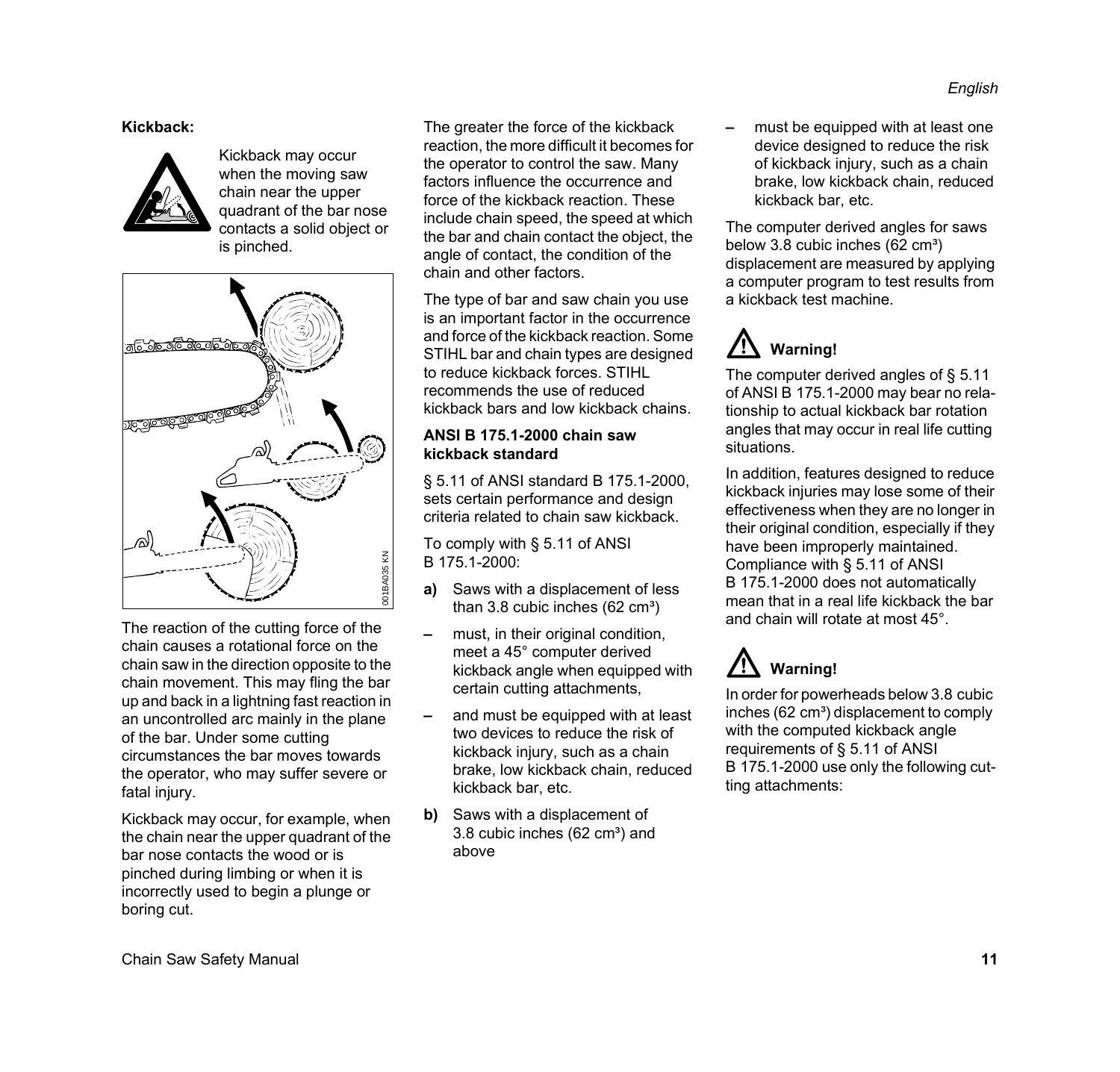**Kickback:**

Kickback may occur when the moving saw chain near the upper quadrant of the bar nose contacts a solid object or is pinched.

The reaction of the cutting force of the chain causes a rotational force on the chain saw in the direction opposite to the chain movement. This may fling the bar up and back in a lightning fast reaction in an uncontrolled arc mainly in the plane of the bar. Under some cutting circumstances the bar moves towards the operator, who may suffer severe or fatal injury.

Kickback may occur, for example, when the chain near the upper quadrant of the bar nose contacts the wood or is pinched during limbing or when it is incorrectly used to begin a plunge or boring cut.

The greater the force of the kickback reaction, the more difficult it becomes for the operator to control the saw. Many factors influence the occurrence and force of the kickback reaction. These include chain speed, the speed at which the bar and chain contact the object, the angle of contact, the condition of the chain and other factors.

The type of bar and saw chain you use is an important factor in the occurrence and force of the kickback reaction. Some STIHL bar and chain types are designed to reduce kickback forces. STIHL recommends the use of reduced kickback bars and low kickback chains.

**ANSI B 175.1-2000 chain saw kickback standard**

§ 5.11 of ANSI standard B 175.1-2000, sets certain performance and design criteria related to chain saw kickback.

To comply with § 5.11 of ANSI B 175.1-2000:

**a)** Saws with a displacement of less than 3.8 cubic inches (62 cm³)

– must, in their original condition, meet a 45° computer derived kickback angle when equipped with certain cutting attachments,

– and must be equipped with at least two devices to reduce the risk of kickback injury, such as a chain brake, low kickback chain, reduced kickback bar, etc.

**b)** Saws with a displacement of 3.8 cubic inches (62 cm³) and above

– must be equipped with at least one device designed to reduce the risk of kickback injury, such as a chain brake, low kickback chain, reduced kickback bar, etc.

The computer derived angles for saws below 3.8 cubic inches (62 cm³) displacement are measured by applying a computer program to test results from a kickback test machine.

**Warning!**

The computer derived angles of § 5.11 of ANSI B 175.1-2000 may bear no relationship to actual kickback bar rotation angles that may occur in real life cutting situations.

In addition, features designed to reduce kickback injuries may lose some of their effectiveness when they are no longer in their original condition, especially if they have been improperly maintained. Compliance with § 5.11 of ANSI B 175.1-2000 does not automatically mean that in a real life kickback the bar and chain will rotate at most 45°.

**Warning!**

In order for powerheads below 3.8 cubic inches (62 cm³) displacement to comply with the computed kickback angle requirements of § 5.11 of ANSI B 175.1-2000 use only the following cutting attachments: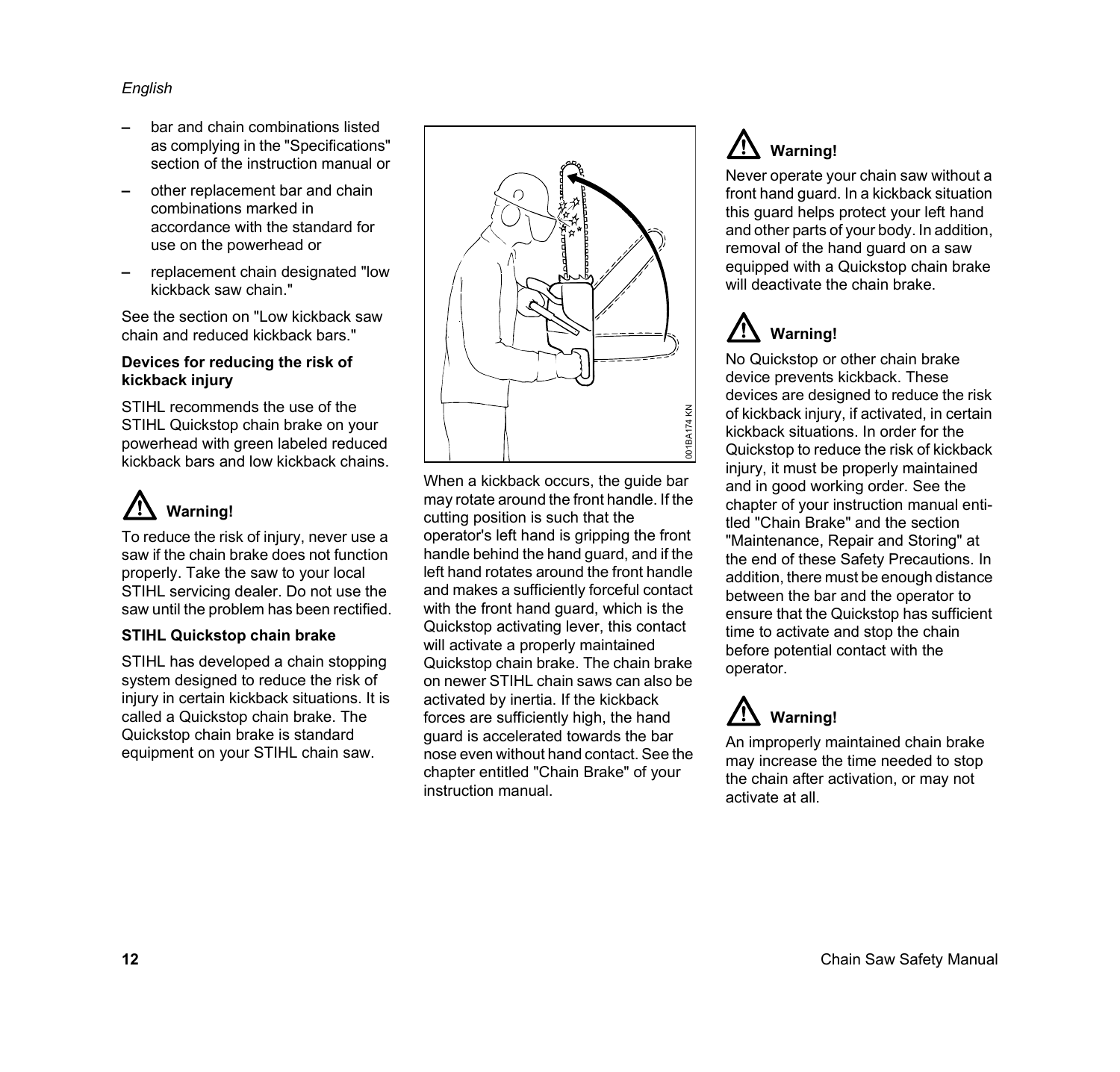- bar and chain combinations listed as complying in the "Specifications" section of the instruction manual or
- other replacement bar and chain combinations marked in accordance with the standard for use on the powerhead or
- replacement chain designated "low kickback saw chain."

See the section on "Low kickback saw chain and reduced kickback bars."

**Devices for reducing the risk of kickback injury**

STIHL recommends the use of the STIHL Quickstop chain brake on your powerhead with green labeled reduced kickback bars and low kickback chains.

**Warning!**

To reduce the risk of injury, never use a saw if the chain brake does not function properly. Take the saw to your local STIHL servicing dealer. Do not use the saw until the problem has been rectified.

**STIHL Quickstop chain brake**

STIHL has developed a chain stopping system designed to reduce the risk of injury in certain kickback situations. It is called a Quickstop chain brake. The Quickstop chain brake is standard equipment on your STIHL chain saw.

When a kickback occurs, the guide bar may rotate around the front handle. If the cutting position is such that the operator's left hand is gripping the front handle behind the hand guard, and if the left hand rotates around the front handle and makes a sufficiently forceful contact with the front hand guard, which is the Quickstop activating lever, this contact will activate a properly maintained Quickstop chain brake. The chain brake on newer STIHL chain saws can also be activated by inertia. If the kickback forces are sufficiently high, the hand guard is accelerated towards the bar nose even without hand contact. See the chapter entitled "Chain Brake" of your instruction manual.

**Warning!**

Never operate your chain saw without a front hand guard. In a kickback situation this guard helps protect your left hand and other parts of your body. In addition, removal of the hand guard on a saw equipped with a Quickstop chain brake will deactivate the chain brake.

**Warning!**

No Quickstop or other chain brake device prevents kickback. These devices are designed to reduce the risk of kickback injury, if activated, in certain kickback situations. In order for the Quickstop to reduce the risk of kickback injury, it must be properly maintained and in good working order. See the chapter of your instruction manual entitled "Chain Brake" and the section "Maintenance, Repair and Storing" at the end of these Safety Precautions. In addition, there must be enough distance between the bar and the operator to ensure that the Quickstop has sufficient time to activate and stop the chain before potential contact with the operator.

**Warning!**

An improperly maintained chain brake may increase the time needed to stop the chain after activation, or may not activate at all.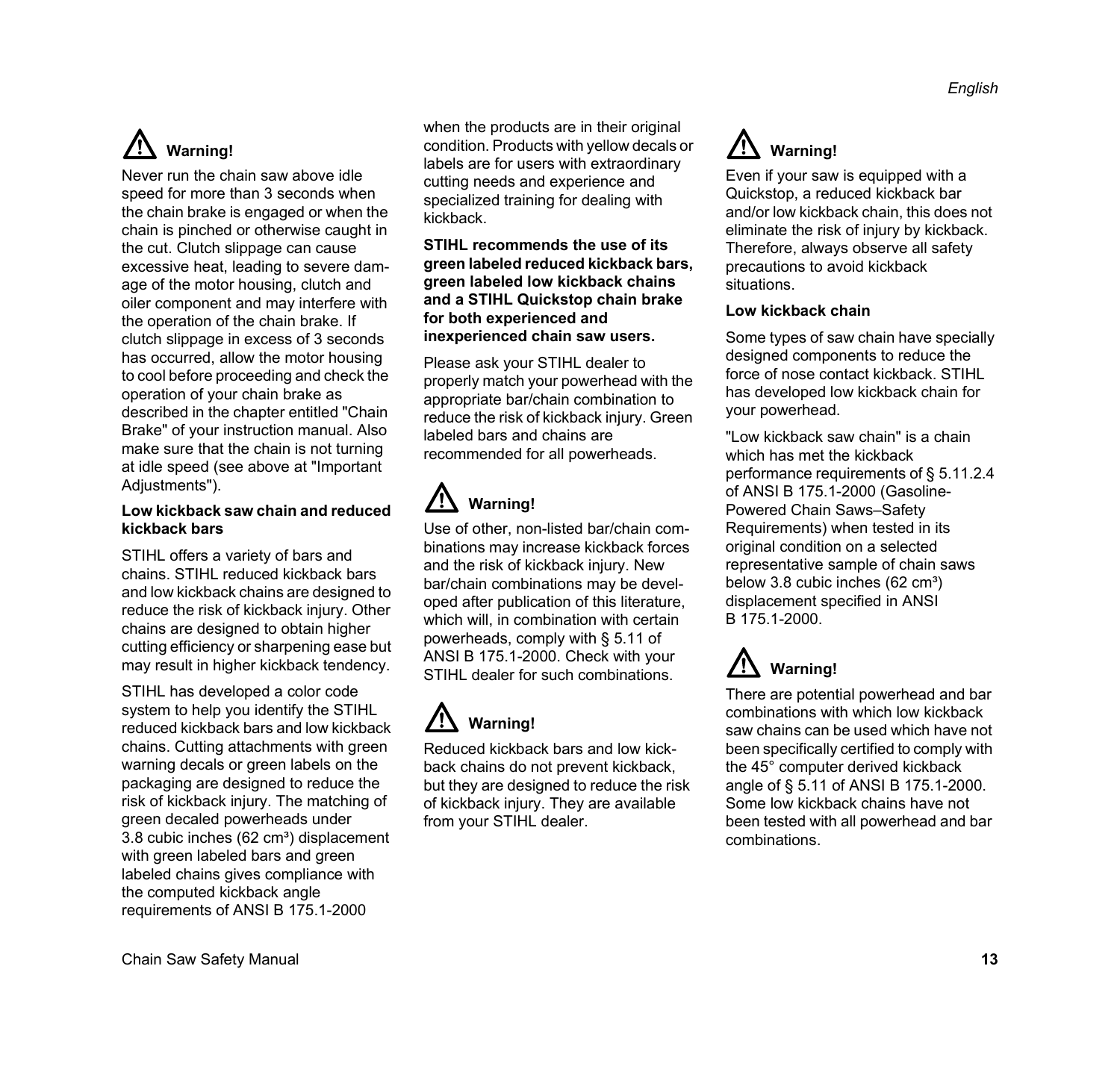**Warning!**

Never run the chain saw above idle speed for more than 3 seconds when the chain brake is engaged or when the chain is pinched or otherwise caught in the cut. Clutch slippage can cause excessive heat, leading to severe damage of the motor housing, clutch and oiler component and may interfere with the operation of the chain brake. If clutch slippage in excess of 3 seconds has occurred, allow the motor housing to cool before proceeding and check the operation of your chain brake as described in the chapter entitled "Chain Brake" of your instruction manual. Also make sure that the chain is not turning at idle speed (see above at "Important Adjustments").

**Low kickback saw chain and reduced kickback bars**

STIHL offers a variety of bars and chains. STIHL reduced kickback bars and low kickback chains are designed to reduce the risk of kickback injury. Other chains are designed to obtain higher cutting efficiency or sharpening ease but may result in higher kickback tendency.

STIHL has developed a color code system to help you identify the STIHL reduced kickback bars and low kickback chains. Cutting attachments with green warning decals or green labels on the packaging are designed to reduce the risk of kickback injury. The matching of green decaled powerheads under 3.8 cubic inches (62 cm³) displacement with green labeled bars and green labeled chains gives compliance with the computed kickback angle requirements of ANSI B 175.1-2000 when the products are in their original condition. Products with yellow decals or labels are for users with extraordinary cutting needs and experience and specialized training for dealing with kickback.

**STIHL recommends the use of its green labeled reduced kickback bars, green labeled low kickback chains and a STIHL Quickstop chain brake for both experienced and inexperienced chain saw users.**

Please ask your STIHL dealer to properly match your powerhead with the appropriate bar/chain combination to reduce the risk of kickback injury. Green labeled bars and chains are recommended for all powerheads.

**Warning!**

Use of other, non-listed bar/chain combinations may increase kickback forces and the risk of kickback injury. New bar/chain combinations may be developed after publication of this literature, which will, in combination with certain powerheads, comply with § 5.11 of ANSI B 175.1-2000. Check with your STIHL dealer for such combinations.

**Warning!**

Reduced kickback bars and low kickback chains do not prevent kickback, but they are designed to reduce the risk of kickback injury. They are available from your STIHL dealer.

**Warning!**

Even if your saw is equipped with a Quickstop, a reduced kickback bar and/or low kickback chain, this does not eliminate the risk of injury by kickback. Therefore, always observe all safety precautions to avoid kickback situations.

**Low kickback chain**

Some types of saw chain have specially designed components to reduce the force of nose contact kickback. STIHL has developed low kickback chain for your powerhead.

"Low kickback saw chain" is a chain which has met the kickback performance requirements of § 5.11.2.4 of ANSI B 175.1-2000 (Gasoline-Powered Chain Saws–Safety Requirements) when tested in its original condition on a selected representative sample of chain saws below 3.8 cubic inches (62 cm³) displacement specified in ANSI B 175.1-2000.

**Warning!**

There are potential powerhead and bar combinations with which low kickback saw chains can be used which have not been specifically certified to comply with the 45° computer derived kickback angle of § 5.11 of ANSI B 175.1-2000. Some low kickback chains have not been tested with all powerhead and bar combinations.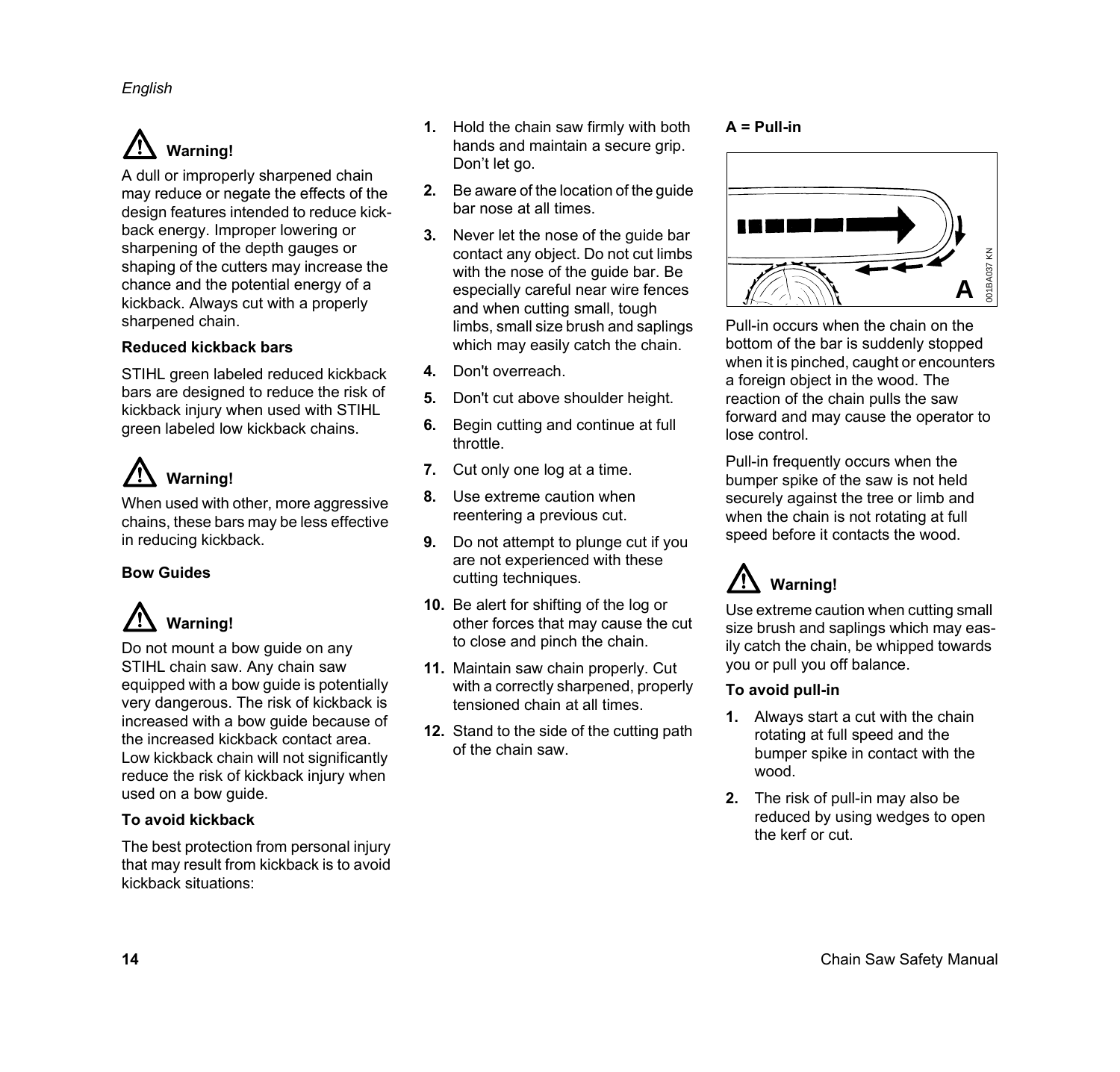⚠ **Warning!**

A dull or improperly sharpened chain may reduce or negate the effects of the design features intended to reduce kickback energy. Improper lowering or sharpening of the depth gauges or shaping of the cutters may increase the chance and the potential energy of a kickback. Always cut with a properly sharpened chain.

**Reduced kickback bars**

STIHL green labeled reduced kickback bars are designed to reduce the risk of kickback injury when used with STIHL green labeled low kickback chains.

⚠ **Warning!**

When used with other, more aggressive chains, these bars may be less effective in reducing kickback.

**Bow Guides**

⚠ **Warning!**

Do not mount a bow guide on any STIHL chain saw. Any chain saw equipped with a bow guide is potentially very dangerous. The risk of kickback is increased with a bow guide because of the increased kickback contact area. Low kickback chain will not significantly reduce the risk of kickback injury when used on a bow guide.

**To avoid kickback**

The best protection from personal injury that may result from kickback is to avoid kickback situations:

1. Hold the chain saw firmly with both hands and maintain a secure grip. Don’t let go.
2. Be aware of the location of the guide bar nose at all times.
3. Never let the nose of the guide bar contact any object. Do not cut limbs with the nose of the guide bar. Be especially careful near wire fences and when cutting small, tough limbs, small size brush and saplings which may easily catch the chain.
4. Don't overreach.
5. Don't cut above shoulder height.
6. Begin cutting and continue at full throttle.
7. Cut only one log at a time.
8. Use extreme caution when reentering a previous cut.
9. Do not attempt to plunge cut if you are not experienced with these cutting techniques.
10. Be alert for shifting of the log or other forces that may cause the cut to close and pinch the chain.
11. Maintain saw chain properly. Cut with a correctly sharpened, properly tensioned chain at all times.
12. Stand to the side of the cutting path of the chain saw.

**A = Pull-in**

Pull-in occurs when the chain on the bottom of the bar is suddenly stopped when it is pinched, caught or encounters a foreign object in the wood. The reaction of the chain pulls the saw forward and may cause the operator to lose control.

Pull-in frequently occurs when the bumper spike of the saw is not held securely against the tree or limb and when the chain is not rotating at full speed before it contacts the wood.

⚠ **Warning!**

Use extreme caution when cutting small size brush and saplings which may easily catch the chain, be whipped towards you or pull you off balance.

**To avoid pull-in**

1. Always start a cut with the chain rotating at full speed and the bumper spike in contact with the wood.
2. The risk of pull-in may also be reduced by using wedges to open the kerf or cut.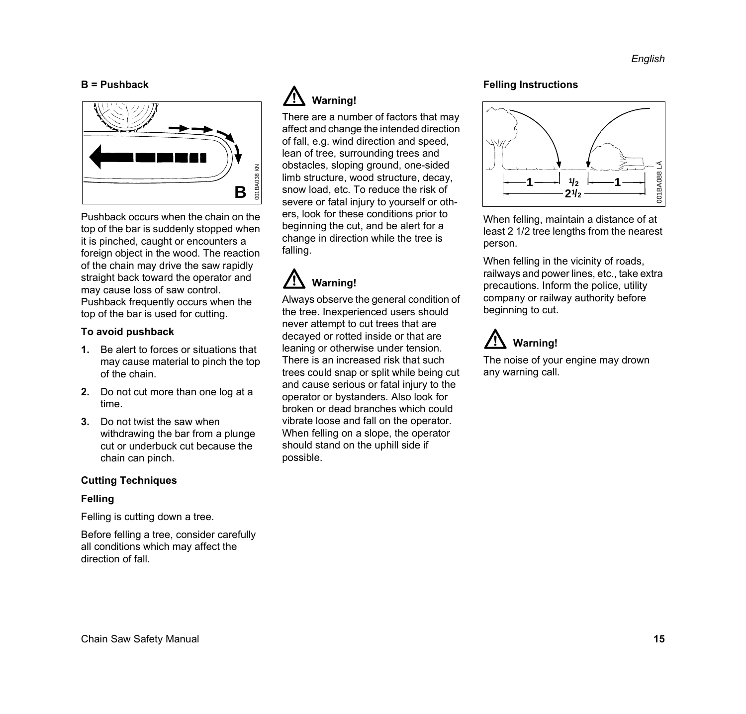**B = Pushback**

Pushback occurs when the chain on the top of the bar is suddenly stopped when it is pinched, caught or encounters a foreign object in the wood. The reaction of the chain may drive the saw rapidly straight back toward the operator and may cause loss of saw control. Pushback frequently occurs when the top of the bar is used for cutting.

**To avoid pushback**

1. Be alert to forces or situations that may cause material to pinch the top of the chain.
2. Do not cut more than one log at a time.
3. Do not twist the saw when withdrawing the bar from a plunge cut or underbuck cut because the chain can pinch.

### Cutting Techniques

### Felling

Felling is cutting down a tree.

Before felling a tree, consider carefully all conditions which may affect the direction of fall.

**⚠ Warning!**

There are a number of factors that may affect and change the intended direction of fall, e.g. wind direction and speed, lean of tree, surrounding trees and obstacles, sloping ground, one-sided limb structure, wood structure, decay, snow load, etc. To reduce the risk of severe or fatal injury to yourself or others, look for these conditions prior to beginning the cut, and be alert for a change in direction while the tree is falling.

**⚠ Warning!**

Always observe the general condition of the tree. Inexperienced users should never attempt to cut trees that are decayed or rotted inside or that are leaning or otherwise under tension. There is an increased risk that such trees could snap or split while being cut and cause serious or fatal injury to the operator or bystanders. Also look for broken or dead branches which could vibrate loose and fall on the operator. When felling on a slope, the operator should stand on the uphill side if possible.

**Felling Instructions**

When felling, maintain a distance of at least 2 1/2 tree lengths from the nearest person.

When felling in the vicinity of roads, railways and power lines, etc., take extra precautions. Inform the police, utility company or railway authority before beginning to cut.

**⚠ Warning!**

The noise of your engine may drown any warning call.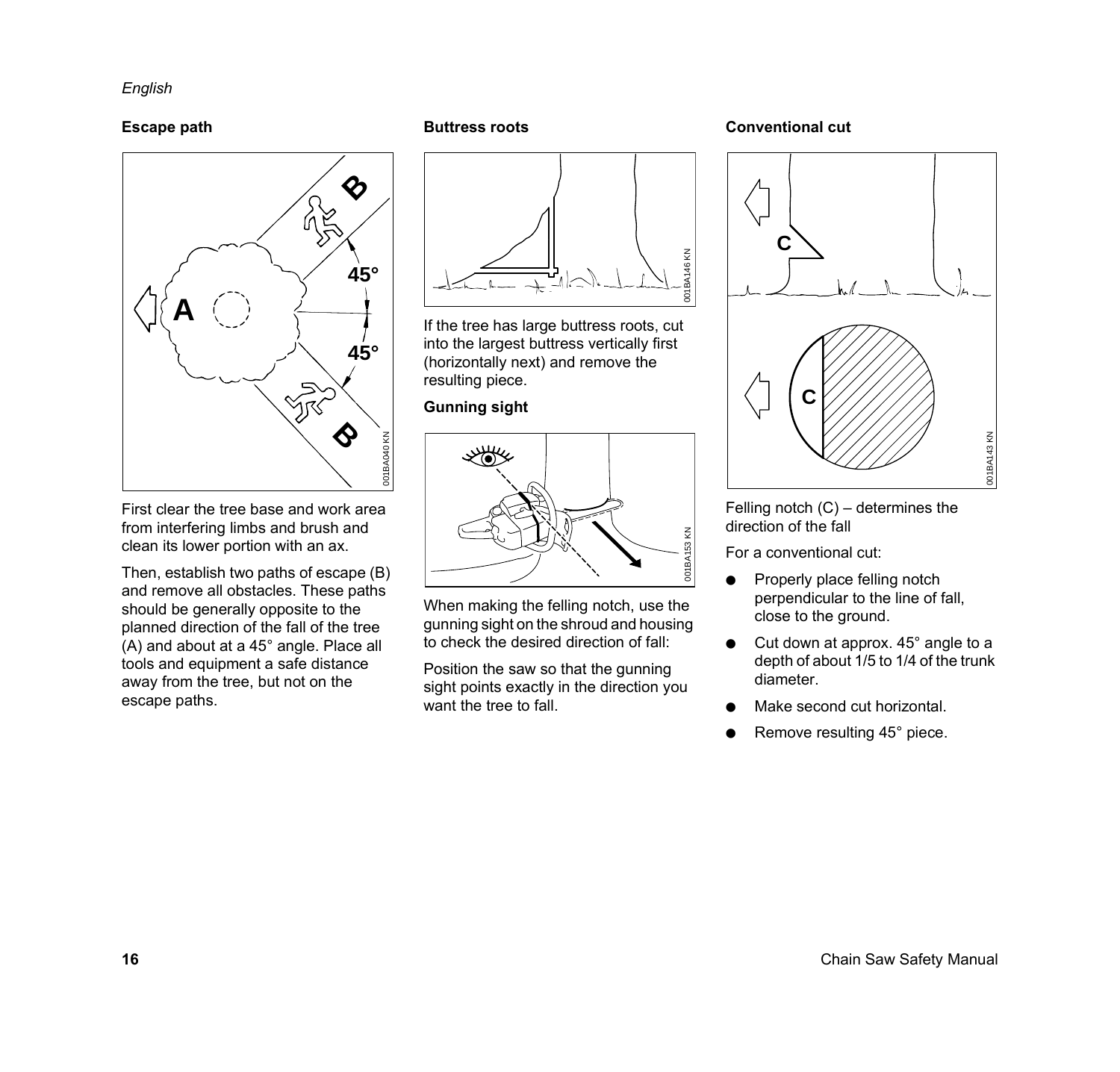## Escape path

First clear the tree base and work area from interfering limbs and brush and clean its lower portion with an ax.

Then, establish two paths of escape (B) and remove all obstacles. These paths should be generally opposite to the planned direction of the fall of the tree (A) and about at a 45° angle. Place all tools and equipment a safe distance away from the tree, but not on the escape paths.

## Buttress roots

If the tree has large buttress roots, cut into the largest buttress vertically first (horizontally next) and remove the resulting piece.

## Gunning sight

When making the felling notch, use the gunning sight on the shroud and housing to check the desired direction of fall:

Position the saw so that the gunning sight points exactly in the direction you want the tree to fall.

## Conventional cut

Felling notch (C) – determines the direction of the fall

For a conventional cut:

- Properly place felling notch perpendicular to the line of fall, close to the ground.
- Cut down at approx. 45° angle to a depth of about 1/5 to 1/4 of the trunk diameter.
- Make second cut horizontal.
- Remove resulting 45° piece.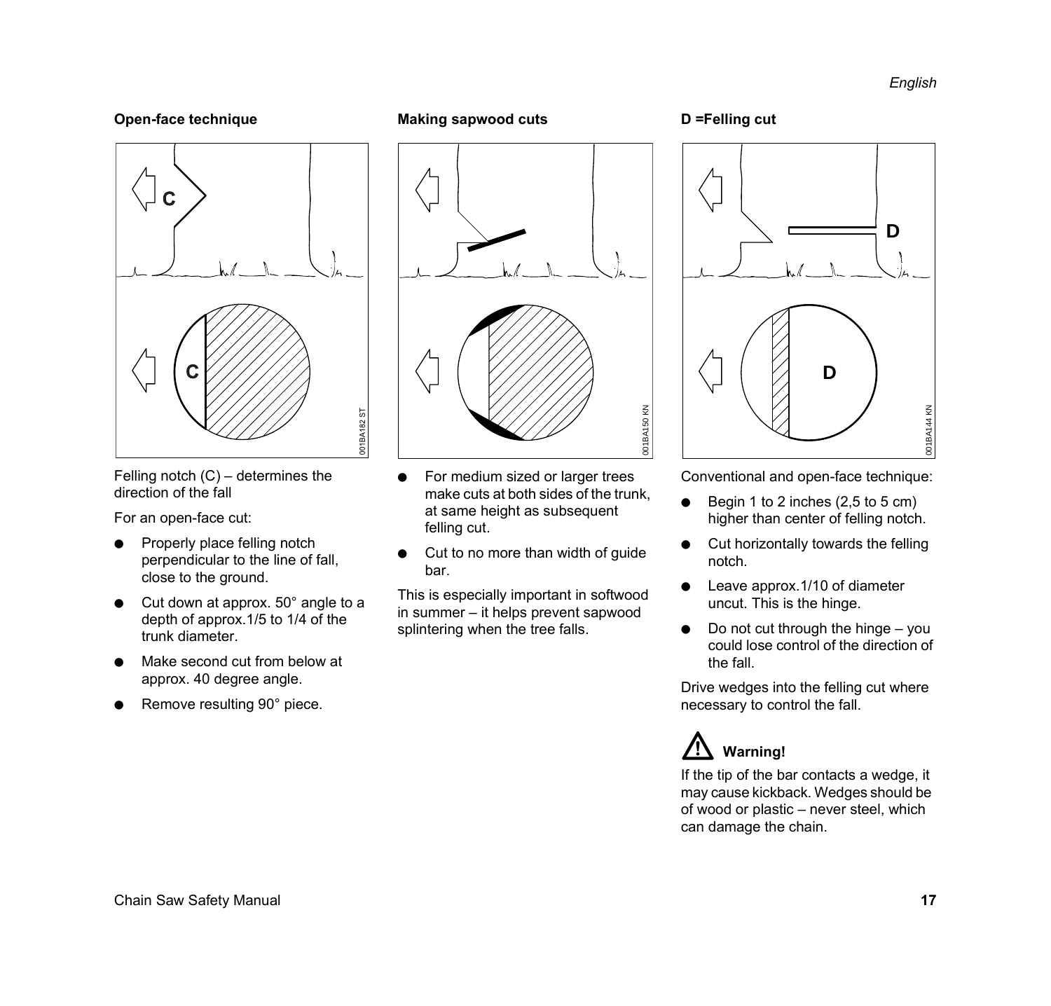### Open-face technique

Felling notch (C) – determines the direction of the fall

For an open-face cut:

- Properly place felling notch perpendicular to the line of fall, close to the ground.
- Cut down at approx. 50° angle to a depth of approx.1/5 to 1/4 of the trunk diameter.
- Make second cut from below at approx. 40 degree angle.
- Remove resulting 90° piece.

### Making sapwood cuts

- For medium sized or larger trees make cuts at both sides of the trunk, at same height as subsequent felling cut.
- Cut to no more than width of guide bar.

This is especially important in softwood in summer – it helps prevent sapwood splintering when the tree falls.

### D =Felling cut

Conventional and open-face technique:

- Begin 1 to 2 inches (2,5 to 5 cm) higher than center of felling notch.
- Cut horizontally towards the felling notch.
- Leave approx.1/10 of diameter uncut. This is the hinge.
- Do not cut through the hinge – you could lose control of the direction of the fall.

Drive wedges into the felling cut where necessary to control the fall.

**Warning!**

If the tip of the bar contacts a wedge, it may cause kickback. Wedges should be of wood or plastic – never steel, which can damage the chain.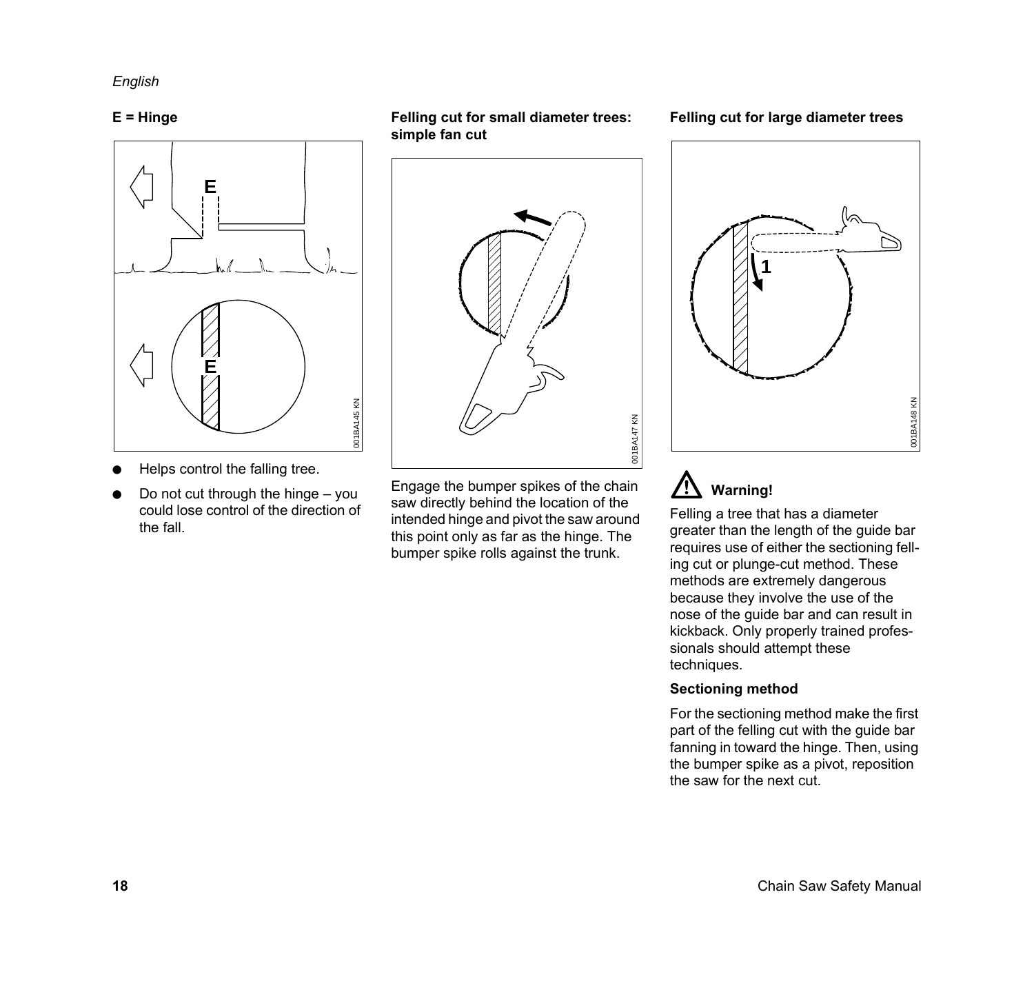### E = Hinge

- Helps control the falling tree.
- Do not cut through the hinge – you could lose control of the direction of the fall.

### Felling cut for small diameter trees: simple fan cut

Engage the bumper spikes of the chain saw directly behind the location of the intended hinge and pivot the saw around this point only as far as the hinge. The bumper spike rolls against the trunk.

### Felling cut for large diameter trees

**Warning!**

Felling a tree that has a diameter greater than the length of the guide bar requires use of either the sectioning felling cut or plunge-cut method. These methods are extremely dangerous because they involve the use of the nose of the guide bar and can result in kickback. Only properly trained professionals should attempt these techniques.

#### Sectioning method

For the sectioning method make the first part of the felling cut with the guide bar fanning in toward the hinge. Then, using the bumper spike as a pivot, reposition the saw for the next cut.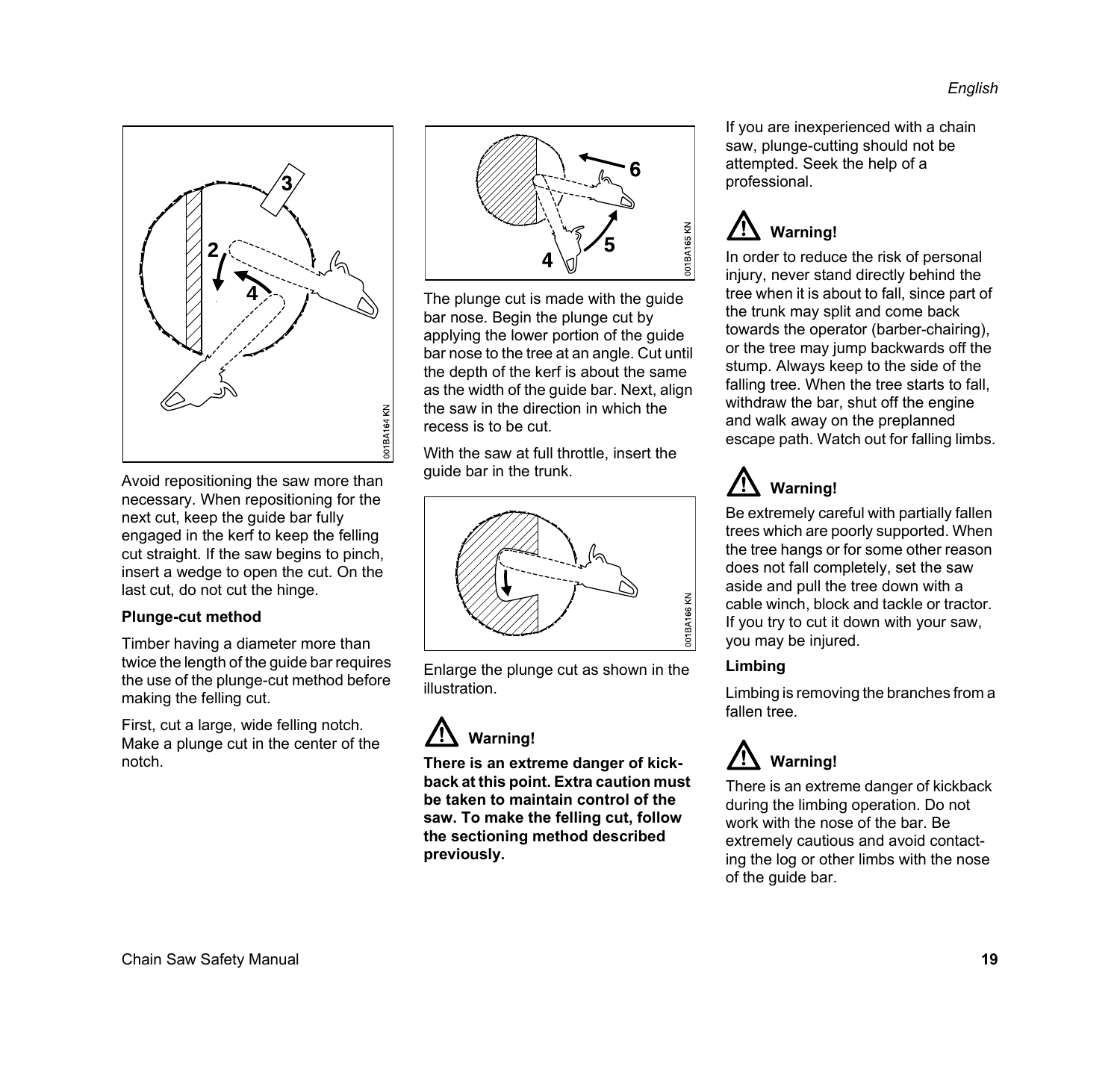Avoid repositioning the saw more than necessary. When repositioning for the next cut, keep the guide bar fully engaged in the kerf to keep the felling cut straight. If the saw begins to pinch, insert a wedge to open the cut. On the last cut, do not cut the hinge.

**Plunge-cut method**

Timber having a diameter more than twice the length of the guide bar requires the use of the plunge-cut method before making the felling cut.

First, cut a large, wide felling notch. Make a plunge cut in the center of the notch.

The plunge cut is made with the guide bar nose. Begin the plunge cut by applying the lower portion of the guide bar nose to the tree at an angle. Cut until the depth of the kerf is about the same as the width of the guide bar. Next, align the saw in the direction in which the recess is to be cut.

With the saw at full throttle, insert the guide bar in the trunk.

Enlarge the plunge cut as shown in the illustration.

**Warning!**

**There is an extreme danger of kick-back at this point. Extra caution must be taken to maintain control of the saw. To make the felling cut, follow the sectioning method described previously.**

If you are inexperienced with a chain saw, plunge-cutting should not be attempted. Seek the help of a professional.

**Warning!**

In order to reduce the risk of personal injury, never stand directly behind the tree when it is about to fall, since part of the trunk may split and come back towards the operator (barber-chairing), or the tree may jump backwards off the stump. Always keep to the side of the falling tree. When the tree starts to fall, withdraw the bar, shut off the engine and walk away on the preplanned escape path. Watch out for falling limbs.

**Warning!**

Be extremely careful with partially fallen trees which are poorly supported. When the tree hangs or for some other reason does not fall completely, set the saw aside and pull the tree down with a cable winch, block and tackle or tractor. If you try to cut it down with your saw, you may be injured.

**Limbing**

Limbing is removing the branches from a fallen tree.

**Warning!**

There is an extreme danger of kickback during the limbing operation. Do not work with the nose of the bar. Be extremely cautious and avoid contacting the log or other limbs with the nose of the guide bar.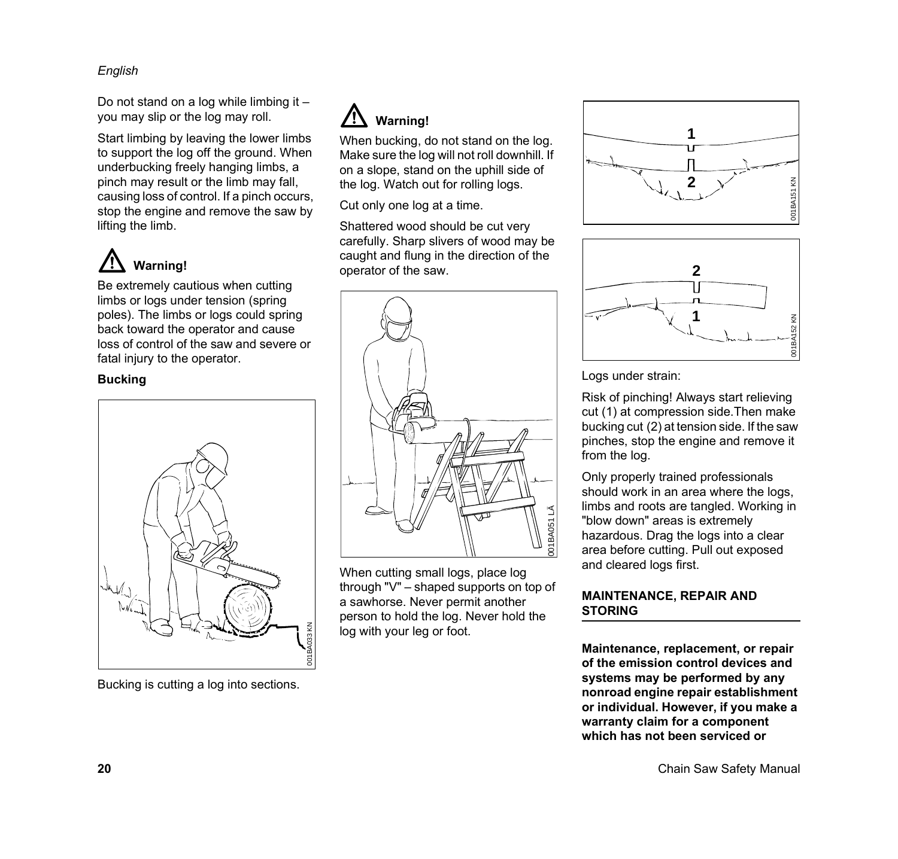Do not stand on a log while limbing it – you may slip or the log may roll.

Start limbing by leaving the lower limbs to support the log off the ground. When underbucking freely hanging limbs, a pinch may result or the limb may fall, causing loss of control. If a pinch occurs, stop the engine and remove the saw by lifting the limb.

**Warning!**

Be extremely cautious when cutting limbs or logs under tension (spring poles). The limbs or logs could spring back toward the operator and cause loss of control of the saw and severe or fatal injury to the operator.

### Bucking

Bucking is cutting a log into sections.

**Warning!**

When bucking, do not stand on the log. Make sure the log will not roll downhill. If on a slope, stand on the uphill side of the log. Watch out for rolling logs.

Cut only one log at a time.

Shattered wood should be cut very carefully. Sharp slivers of wood may be caught and flung in the direction of the operator of the saw.

When cutting small logs, place log through "V" – shaped supports on top of a sawhorse. Never permit another person to hold the log. Never hold the log with your leg or foot.

Logs under strain:

Risk of pinching! Always start relieving cut (1) at compression side.Then make bucking cut (2) at tension side. If the saw pinches, stop the engine and remove it from the log.

Only properly trained professionals should work in an area where the logs, limbs and roots are tangled. Working in "blow down" areas is extremely hazardous. Drag the logs into a clear area before cutting. Pull out exposed and cleared logs first.

## MAINTENANCE, REPAIR AND STORING

**Maintenance, replacement, or repair of the emission control devices and systems may be performed by any nonroad engine repair establishment or individual. However, if you make a warranty claim for a component which has not been serviced or**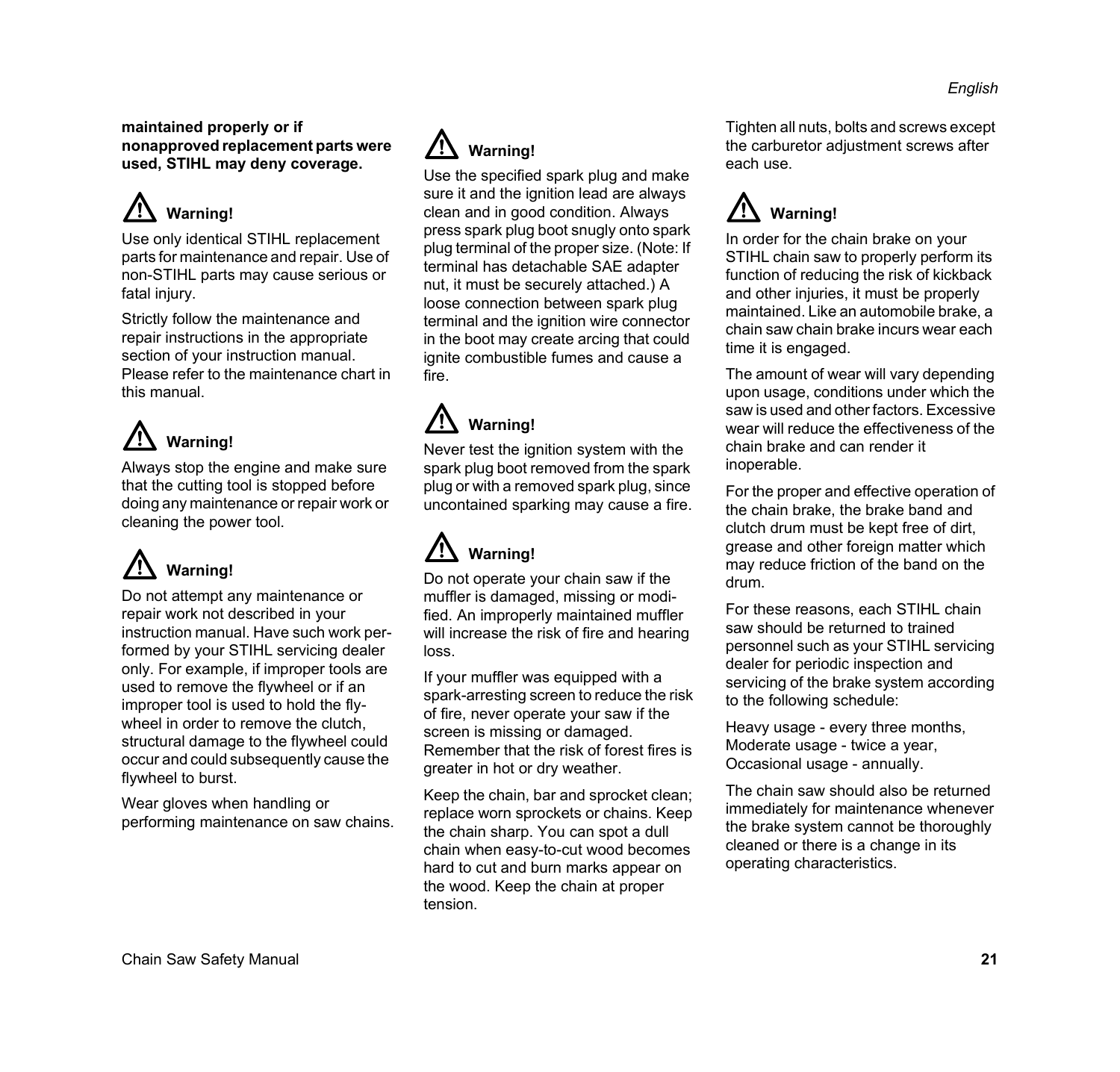**maintained properly or if nonapproved replacement parts were used, STIHL may deny coverage.**

### ⚠ Warning!

Use only identical STIHL replacement parts for maintenance and repair. Use of non-STIHL parts may cause serious or fatal injury.

Strictly follow the maintenance and repair instructions in the appropriate section of your instruction manual. Please refer to the maintenance chart in this manual.

### ⚠ Warning!

Always stop the engine and make sure that the cutting tool is stopped before doing any maintenance or repair work or cleaning the power tool.

### ⚠ Warning!

Do not attempt any maintenance or repair work not described in your instruction manual. Have such work performed by your STIHL servicing dealer only. For example, if improper tools are used to remove the flywheel or if an improper tool is used to hold the flywheel in order to remove the clutch, structural damage to the flywheel could occur and could subsequently cause the flywheel to burst.

Wear gloves when handling or performing maintenance on saw chains.

### ⚠ Warning!

Use the specified spark plug and make sure it and the ignition lead are always clean and in good condition. Always press spark plug boot snugly onto spark plug terminal of the proper size. (Note: If terminal has detachable SAE adapter nut, it must be securely attached.) A loose connection between spark plug terminal and the ignition wire connector in the boot may create arcing that could ignite combustible fumes and cause a fire.

### ⚠ Warning!

Never test the ignition system with the spark plug boot removed from the spark plug or with a removed spark plug, since uncontained sparking may cause a fire.

### ⚠ Warning!

Do not operate your chain saw if the muffler is damaged, missing or modified. An improperly maintained muffler will increase the risk of fire and hearing loss.

If your muffler was equipped with a spark-arresting screen to reduce the risk of fire, never operate your saw if the screen is missing or damaged. Remember that the risk of forest fires is greater in hot or dry weather.

Keep the chain, bar and sprocket clean; replace worn sprockets or chains. Keep the chain sharp. You can spot a dull chain when easy-to-cut wood becomes hard to cut and burn marks appear on the wood. Keep the chain at proper tension.

Tighten all nuts, bolts and screws except the carburetor adjustment screws after each use.

### ⚠ Warning!

In order for the chain brake on your STIHL chain saw to properly perform its function of reducing the risk of kickback and other injuries, it must be properly maintained. Like an automobile brake, a chain saw chain brake incurs wear each time it is engaged.

The amount of wear will vary depending upon usage, conditions under which the saw is used and other factors. Excessive wear will reduce the effectiveness of the chain brake and can render it inoperable.

For the proper and effective operation of the chain brake, the brake band and clutch drum must be kept free of dirt, grease and other foreign matter which may reduce friction of the band on the drum.

For these reasons, each STIHL chain saw should be returned to trained personnel such as your STIHL servicing dealer for periodic inspection and servicing of the brake system according to the following schedule:

Heavy usage - every three months,
Moderate usage - twice a year,
Occasional usage - annually.

The chain saw should also be returned immediately for maintenance whenever the brake system cannot be thoroughly cleaned or there is a change in its operating characteristics.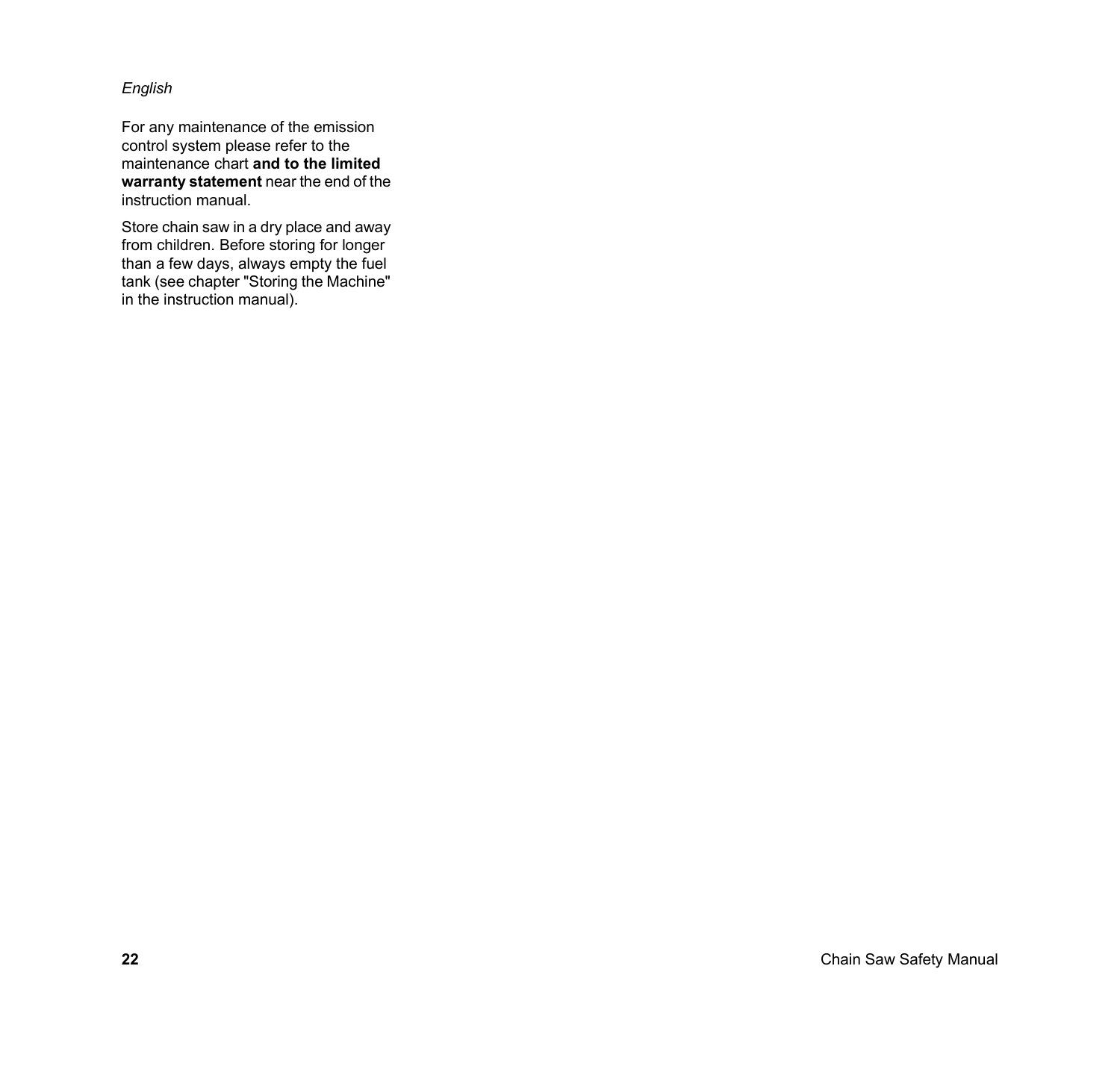For any maintenance of the emission control system please refer to the maintenance chart **and to the limited warranty statement** near the end of the instruction manual.

Store chain saw in a dry place and away from children. Before storing for longer than a few days, always empty the fuel tank (see chapter "Storing the Machine" in the instruction manual).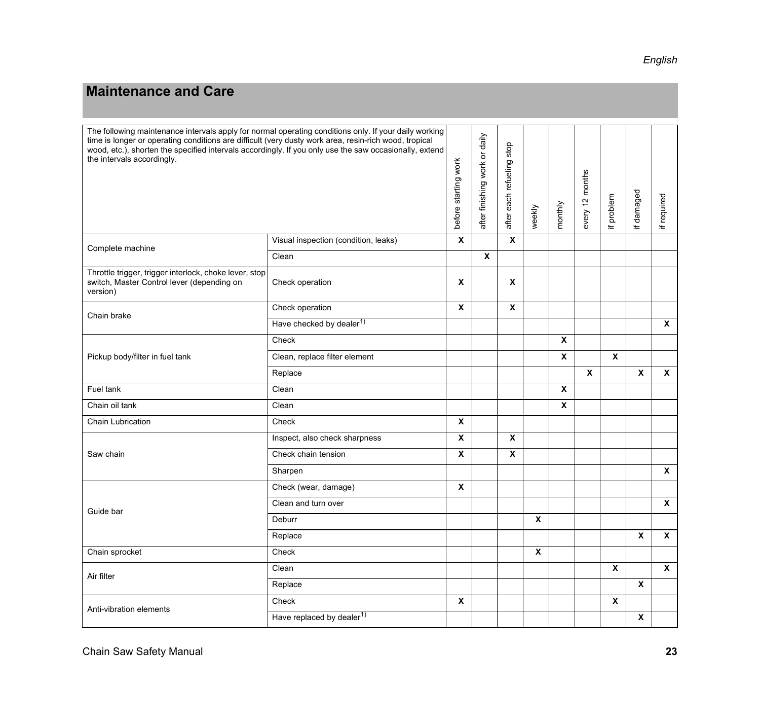## Maintenance and Care

| The following maintenance intervals apply for normal operating conditions only. If your daily working time is longer or operating conditions are difficult (very dusty work area, resin-rich wood, tropical wood, etc.), shorten the specified intervals accordingly. If you only use the saw occasionally, extend the intervals accordingly. | | before starting work | after finishing work or daily | after each refueling stop | weekly | monthly | every 12 months | if problem | if damaged | if required |
|---|---|---|---|---|---|---|---|---|---|---|
| Complete machine | Visual inspection (condition, leaks) | X | | X | | | | | | |
| | Clean | | X | | | | | | | |
| Throttle trigger, trigger interlock, choke lever, stop switch, Master Control lever (depending on version) | Check operation | X | | X | | | | | | |
| Chain brake | Check operation | X | | X | | | | | | |
| | Have checked by dealer[1)] | | | | | | | | | X |
| Pickup body/filter in fuel tank | Check | | | | | X | | | | |
| | Clean, replace filter element | | | | | X | | X | | |
| | Replace | | | | | | X | | X | X |
| Fuel tank | Clean | | | | | X | | | | |
| Chain oil tank | Clean | | | | | X | | | | |
| Chain Lubrication | Check | X | | | | | | | | |
| Saw chain | Inspect, also check sharpness | X | | X | | | | | | |
| | Check chain tension | X | | X | | | | | | |
| | Sharpen | | | | | | | | | X |
| Guide bar | Check (wear, damage) | X | | | | | | | | |
| | Clean and turn over | | | | | | | | | X |
| | Deburr | | | | X | | | | | |
| | Replace | | | | | | | | X | X |
| Chain sprocket | Check | | | | X | | | | | |
| Air filter | Clean | | | | | | | X | | X |
| | Replace | | | | | | | | X | |
| Anti-vibration elements | Check | X | | | | | | X | | |
| | Have replaced by dealer[1)] | | | | | | | | X | |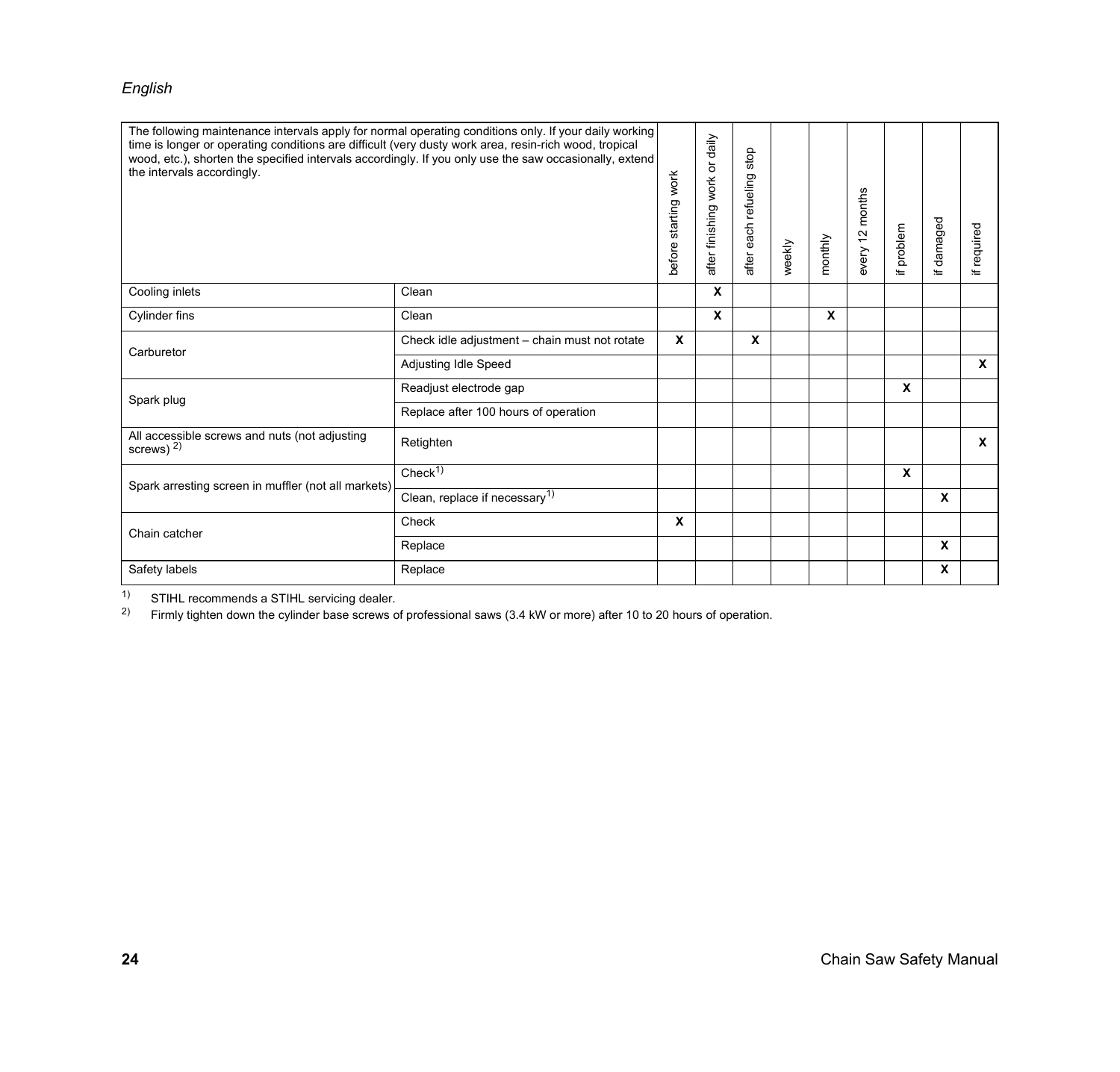| The following maintenance intervals apply for normal operating conditions only. If your daily working time is longer or operating conditions are difficult (very dusty work area, resin-rich wood, tropical wood, etc.), shorten the specified intervals accordingly. If you only use the saw occasionally, extend the intervals accordingly. | | before starting work | after finishing work or daily | after each refueling stop | weekly | monthly | every 12 months | if problem | if damaged | if required |
|---|---|---|---|---|---|---|---|---|---|---|
| Cooling inlets | Clean | | X | | | | | | | |
| Cylinder fins | Clean | | X | | | X | | | | |
| Carburetor | Check idle adjustment – chain must not rotate | X | | X | | | | | | |
| | Adjusting Idle Speed | | | | | | | | | X |
| Spark plug | Readjust electrode gap | | | | | | | X | | |
| | Replace after 100 hours of operation | | | | | | | | | |
| All accessible screws and nuts (not adjusting screws) [2] | Retighten | | | | | | | | | X |
| Spark arresting screen in muffler (not all markets) | Check[1] | | | | | | | X | | |
| | Clean, replace if necessary[1] | | | | | | | | X | |
| Chain catcher | Check | X | | | | | | | | |
| | Replace | | | | | | | | X | |
| Safety labels | Replace | | | | | | | | X | |

[1] STIHL recommends a STIHL servicing dealer.

[2] Firmly tighten down the cylinder base screws of professional saws (3.4 kW or more) after 10 to 20 hours of operation.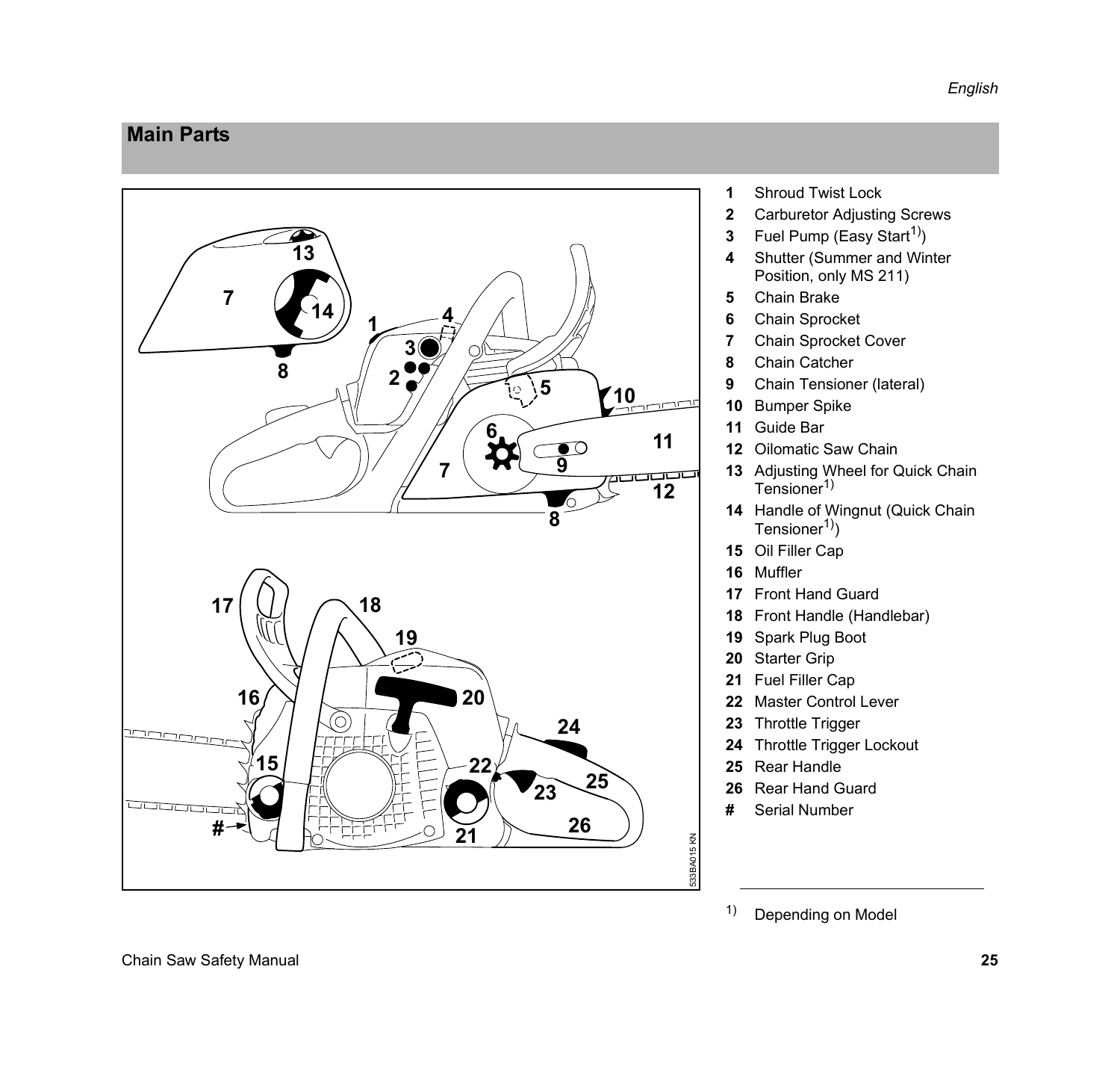## Main Parts

1 Shroud Twist Lock
2 Carburetor Adjusting Screws
3 Fuel Pump (Easy Start[1])
4 Shutter (Summer and Winter Position, only MS 211)
5 Chain Brake
6 Chain Sprocket
7 Chain Sprocket Cover
8 Chain Catcher
9 Chain Tensioner (lateral)
10 Bumper Spike
11 Guide Bar
12 Oilomatic Saw Chain
13 Adjusting Wheel for Quick Chain Tensioner[1]
14 Handle of Wingnut (Quick Chain Tensioner[1])
15 Oil Filler Cap
16 Muffler
17 Front Hand Guard
18 Front Handle (Handlebar)
19 Spark Plug Boot
20 Starter Grip
21 Fuel Filler Cap
22 Master Control Lever
23 Throttle Trigger
24 Throttle Trigger Lockout
25 Rear Handle
26 Rear Hand Guard
# Serial Number

---

[1] Depending on Model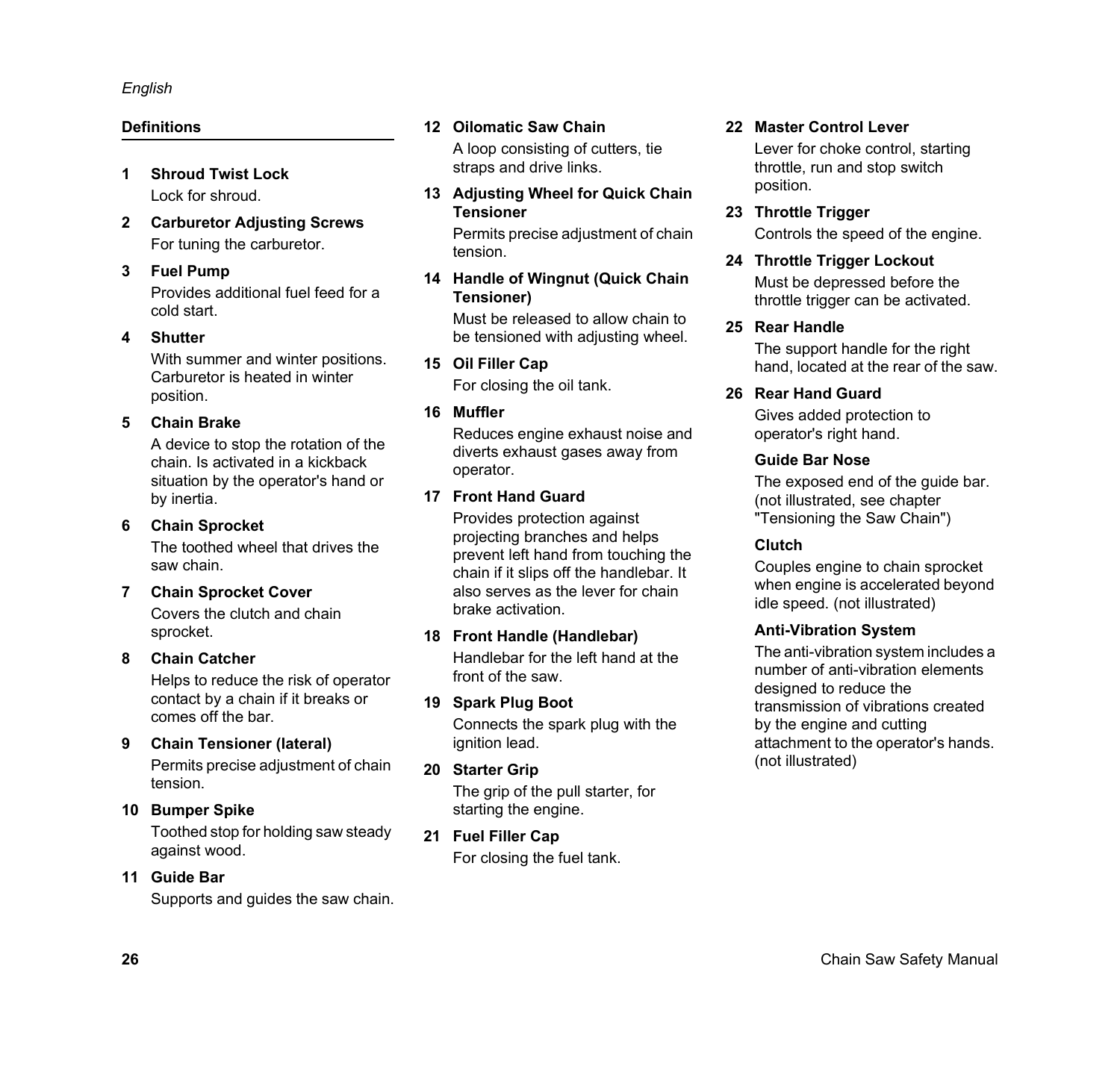## Definitions

1. **Shroud Twist Lock**
   Lock for shroud.

2. **Carburetor Adjusting Screws**
   For tuning the carburetor.

3. **Fuel Pump**
   Provides additional fuel feed for a cold start.

4. **Shutter**
   With summer and winter positions. Carburetor is heated in winter position.

5. **Chain Brake**
   A device to stop the rotation of the chain. Is activated in a kickback situation by the operator's hand or by inertia.

6. **Chain Sprocket**
   The toothed wheel that drives the saw chain.

7. **Chain Sprocket Cover**
   Covers the clutch and chain sprocket.

8. **Chain Catcher**
   Helps to reduce the risk of operator contact by a chain if it breaks or comes off the bar.

9. **Chain Tensioner (lateral)**
   Permits precise adjustment of chain tension.

10. **Bumper Spike**
    Toothed stop for holding saw steady against wood.

11. **Guide Bar**
    Supports and guides the saw chain.

12. **Oilomatic Saw Chain**
    A loop consisting of cutters, tie straps and drive links.

13. **Adjusting Wheel for Quick Chain Tensioner**
    Permits precise adjustment of chain tension.

14. **Handle of Wingnut (Quick Chain Tensioner)**
    Must be released to allow chain to be tensioned with adjusting wheel.

15. **Oil Filler Cap**
    For closing the oil tank.

16. **Muffler**
    Reduces engine exhaust noise and diverts exhaust gases away from operator.

17. **Front Hand Guard**
    Provides protection against projecting branches and helps prevent left hand from touching the chain if it slips off the handlebar. It also serves as the lever for chain brake activation.

18. **Front Handle (Handlebar)**
    Handlebar for the left hand at the front of the saw.

19. **Spark Plug Boot**
    Connects the spark plug with the ignition lead.

20. **Starter Grip**
    The grip of the pull starter, for starting the engine.

21. **Fuel Filler Cap**
    For closing the fuel tank.

22. **Master Control Lever**
    Lever for choke control, starting throttle, run and stop switch position.

23. **Throttle Trigger**
    Controls the speed of the engine.

24. **Throttle Trigger Lockout**
    Must be depressed before the throttle trigger can be activated.

25. **Rear Handle**
    The support handle for the right hand, located at the rear of the saw.

26. **Rear Hand Guard**
    Gives added protection to operator's right hand.

**Guide Bar Nose**
The exposed end of the guide bar. (not illustrated, see chapter "Tensioning the Saw Chain")

**Clutch**
Couples engine to chain sprocket when engine is accelerated beyond idle speed. (not illustrated)

**Anti-Vibration System**
The anti-vibration system includes a number of anti-vibration elements designed to reduce the transmission of vibrations created by the engine and cutting attachment to the operator's hands. (not illustrated)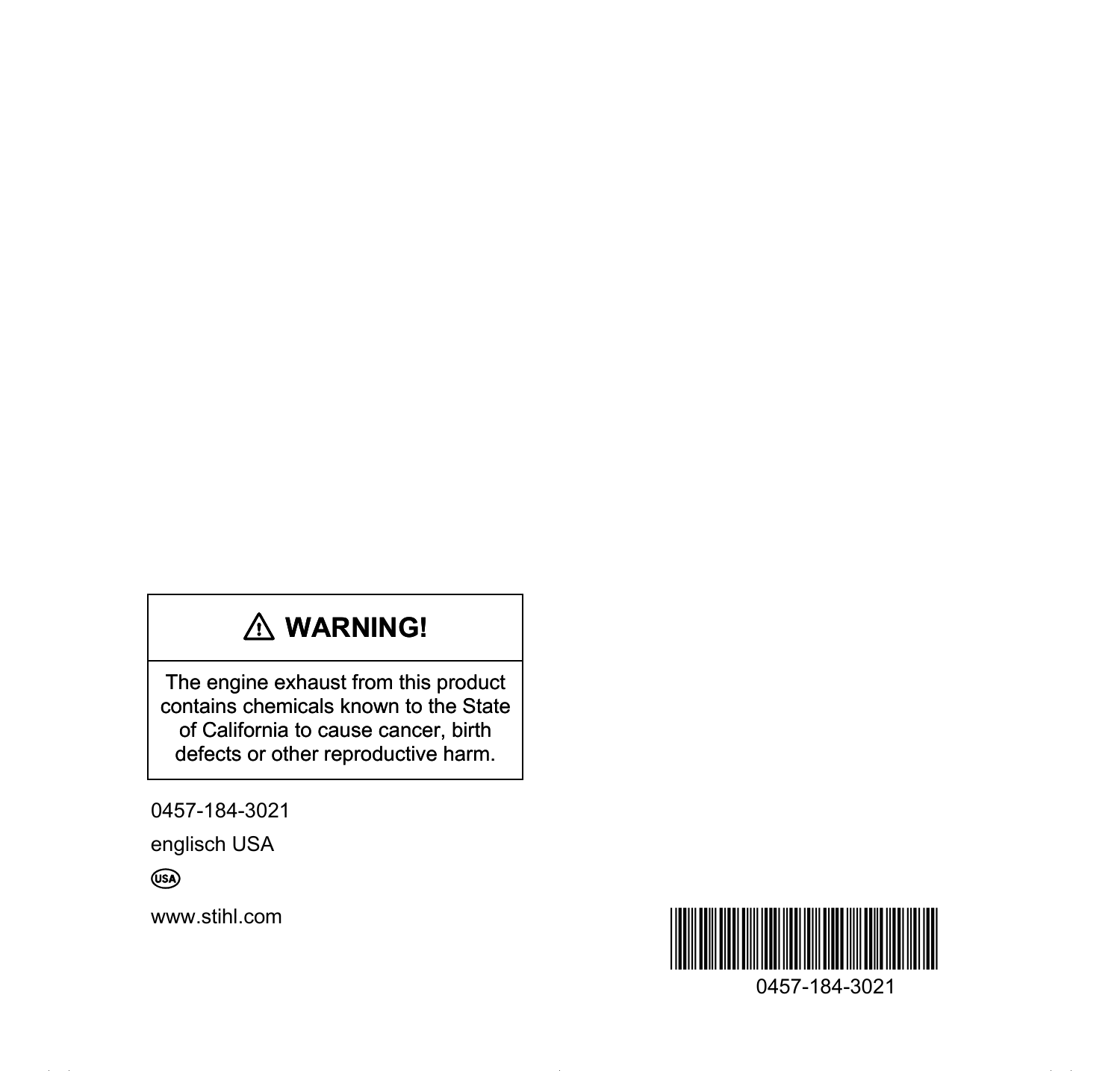## ⚠ WARNING!

The engine exhaust from this product contains chemicals known to the State of California to cause cancer, birth defects or other reproductive harm.

0457-184-3021

englisch USA

USA

www.stihl.com

0457-184-3021